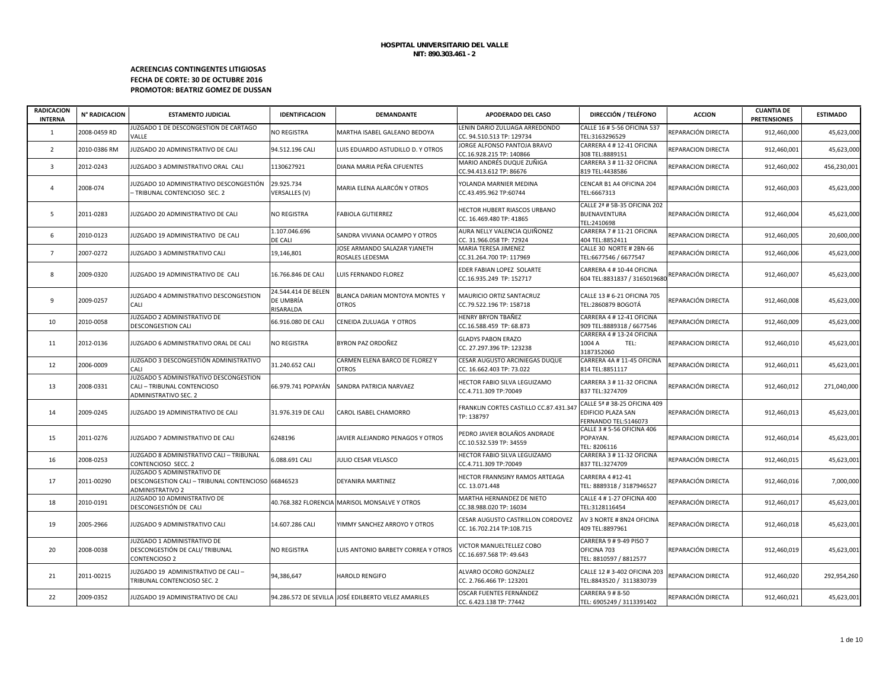**HOSPITAL UNIVERSITARIO DEL VALLE**
**NIT: 890.303.461 - 2**

**ACREENCIAS CONTINGENTES LITIGIOSAS**
**FECHA DE CORTE: 30 DE OCTUBRE 2016**
**PROMOTOR: BEATRIZ GOMEZ DE DUSSAN**

| RADICACION INTERNA | N° RADICACION | ESTAMENTO JUDICIAL | IDENTIFICACION | DEMANDANTE | APODERADO DEL CASO | DIRECCIÓN / TELÉFONO | ACCION | CUANTIA DE PRETENSIONES | ESTIMADO |
|---|---|---|---|---|---|---|---|---|---|
| 1 | 2008-0459 RD | JUZGADO 1 DE DESCONGESTION DE CARTAGO VALLE | NO REGISTRA | MARTHA ISABEL GALEANO BEDOYA | LENIN DARIO ZULUAGA ARREDONDO CC. 94.510.513 TP: 129734 | CALLE 16 # 5-56 OFICINA 537 TEL:3163296529 | REPARACIÓN DIRECTA | 912,460,000 | 45,623,000 |
| 2 | 2010-0386 RM | JUZGADO 20 ADMINISTRATIVO DE CALI | 94.512.196 CALI | LUIS EDUARDO ASTUDILLO D. Y OTROS | JORGE ALFONSO PANTOJA BRAVO CC.16.928.215 TP: 140866 | CARRERA 4 # 12-41 OFICINA 308 TEL:8889151 | REPARACION DIRECTA | 912,460,001 | 45,623,000 |
| 3 | 2012-0243 | JUZGADO 3 ADMINISTRATIVO ORAL CALI | 1130627921 | DIANA MARIA PEÑA CIFUENTES | MARIO ANDRÉS DUQUE ZUÑIGA CC.94.413.612 TP: 86676 | CARRERA 3 # 11-32 OFICINA 819 TEL:4438586 | REPARACION DIRECTA | 912,460,002 | 456,230,001 |
| 4 | 2008-074 | JUZGADO 10 ADMINISTRATIVO DESCONGESTIÓN – TRIBUNAL CONTENCIOSO SEC. 2 | 29.925.734 VERSALLES (V) | MARIA ELENA ALARCÓN Y OTROS | YOLANDA MARNIER MEDINA CC.43.495.962 TP:60744 | CENCAR B1 A4 OFICINA 204 TEL:6667313 | REPARACIÓN DIRECTA | 912,460,003 | 45,623,000 |
| 5 | 2011-0283 | JUZGADO 20 ADMINISTRATIVO DE CALI | NO REGISTRA | FABIOLA GUTIERREZ | HECTOR HUBERT RIASCOS URBANO CC. 16.469.480 TP: 41865 | CALLE 2ª # 5B-35 OFICINA 202 BUENAVENTURA TEL:2410698 | REPARACION DIRECTA | 912,460,004 | 45,623,000 |
| 6 | 2010-0123 | JUZGADO 19 ADMINISTRATIVO DE CALI | 1.107.046.696 DE CALI | SANDRA VIVIANA OCAMPO Y OTROS | AURA NELLY VALENCIA QUIÑONEZ CC. 31.966.058 TP: 72924 | CARRERA 7 # 11-21 OFICINA 404 TEL:8852411 | REPARACION DIRECTA | 912,460,005 | 20,600,000 |
| 7 | 2007-0272 | JUZGADO 3 ADMINISTRATIVO CALI | 19,146,801 | JOSE ARMANDO SALAZAR YJANETH ROSALES LEDESMA | MARIA TERESA JIMENEZ CC.31.264.700 TP: 117969 | CALLE 30 NORTE # 2BN-66 TEL:6677546 / 6677547 | REPARACIÓN DIRECTA | 912,460,006 | 45,623,000 |
| 8 | 2009-0320 | JUZGADO 19 ADMINISTRATIVO DE CALI | 16.766.846 DE CALI | LUIS FERNANDO FLOREZ | EDER FABIAN LOPEZ SOLARTE CC.16.935.249 TP: 152717 | CARRERA 4 # 10-44 OFICINA 604 TEL:8831837 / 3165019680 | REPARACIÓN DIRECTA | 912,460,007 | 45,623,000 |
| 9 | 2009-0257 | JUZGADO 4 ADMINISTRATIVO DESCONGESTION CALI | 24.544.414 DE BELEN DE UMBRÍA RISARALDA | BLANCA DARIAN MONTOYA MONTES Y OTROS | MAURICIO ORTIZ SANTACRUZ CC.79.522.196 TP: 158718 | CALLE 13 # 6-21 OFICINA 705 TEL:2860879 BOGOTÁ | REPARACIÓN DIRECTA | 912,460,008 | 45,623,000 |
| 10 | 2010-0058 | JUZGADO 2 ADMINISTRATIVO DE DESCONGESTION CALI | 66.916.080 DE CALI | CENEIDA ZULUAGA Y OTROS | HENRY BRYON TBAÑEZ CC.16.588.459 TP: 68.873 | CARRERA 4 # 12-41 OFICINA 909 TEL:8889318 / 6677546 | REPARACIÓN DIRECTA | 912,460,009 | 45,623,000 |
| 11 | 2012-0136 | JUZGADO 6 ADMINISTRATIVO ORAL DE CALI | NO REGISTRA | BYRON PAZ ORDOÑEZ | GLADYS PABON ERAZO CC. 27.297.396 TP: 123238 | CARRERA 4 # 13-24 OFICINA 1004 A TEL: 3187352060 | REPARACION DIRECTA | 912,460,010 | 45,623,001 |
| 12 | 2006-0009 | JUZGADO 3 DESCONGESTIÓN ADMINISTRATIVO CALI | 31.240.652 CALI | CARMEN ELENA BARCO DE FLOREZ Y OTROS | CESAR AUGUSTO ARCINIEGAS DUQUE CC. 16.662.403 TP: 73.022 | CARRERA 4A # 11-45 OFICINA 814 TEL:8851117 | REPARACIÓN DIRECTA | 912,460,011 | 45,623,001 |
| 13 | 2008-0331 | JUZGADO 5 ADMINISTRATIVO DESCONGESTION CALI – TRIBUNAL CONTENCIOSO ADMINISTRATIVO SEC. 2 | 66.979.741 POPAYÁN | SANDRA PATRICIA NARVAEZ | HECTOR FABIO SILVA LEGUIZAMO CC.4.711.309 TP:70049 | CARRERA 3 # 11-32 OFICINA 837 TEL:3274709 | REPARACIÓN DIRECTA | 912,460,012 | 271,040,000 |
| 14 | 2009-0245 | JUZGADO 19 ADMINISTRATIVO DE CALI | 31.976.319 DE CALI | CAROL ISABEL CHAMORRO | FRANKLIN CORTES CASTILLO CC.87.431.347 TP: 138797 | CALLE 5ª # 38-25 OFICINA 409 EDIFICIO PLAZA SAN FERNANDO TEL:5146073 | REPARACIÓN DIRECTA | 912,460,013 | 45,623,001 |
| 15 | 2011-0276 | JUZGADO 7 ADMINISTRATIVO DE CALI | 6248196 | JAVIER ALEJANDRO PENAGOS Y OTROS | PEDRO JAVIER BOLAÑOS ANDRADE CC.10.532.539 TP: 34559 | CALLE 3 # 5-56 OFICINA 406 POPAYAN. TEL: 8206116 | REPARACION DIRECTA | 912,460,014 | 45,623,001 |
| 16 | 2008-0253 | JUZGADO 8 ADMINISTRATIVO CALI – TRIBUNAL CONTENCIOSO SECC. 2 | 6.088.691 CALI | JULIO CESAR VELASCO | HECTOR FABIO SILVA LEGUIZAMO CC.4.711.309 TP:70049 | CARRERA 3 # 11-32 OFICINA 837 TEL:3274709 | REPARACIÓN DIRECTA | 912,460,015 | 45,623,001 |
| 17 | 2011-00290 | JUZGADO 5 ADMINISTRATIVO DE DESCONGESTION CALI – TRIBUNAL CONTENCIOSO ADMINISTRATIVO 2 | 66846523 | DEYANIRA MARTINEZ | HECTOR FRANNSINY RAMOS ARTEAGA CC. 13.071.448 | CARRERA 4 #12-41 TEL: 8889318 / 3187946527 | REPARACIÓN DIRECTA | 912,460,016 | 7,000,000 |
| 18 | 2010-0191 | JUZGADO 10 ADMINISTRATIVO DE DESCONGESTIÓN DE CALI | 40.768.382 FLORENCIA | MARISOL MONSALVE Y OTROS | MARTHA HERNANDEZ DE NIETO CC.38.988.020 TP: 16034 | CALLE 4 # 1-27 OFICINA 400 TEL:3128116454 | REPARACIÓN DIRECTA | 912,460,017 | 45,623,001 |
| 19 | 2005-2966 | JUZGADO 9 ADMINISTRATIVO CALI | 14.607.286 CALI | YIMMY SANCHEZ ARROYO Y OTROS | CESAR AUGUSTO CASTRILLON CORDOVEZ CC. 16.702.214 TP:108.715 | AV 3 NORTE # 8N24 OFICINA 409 TEL:8897961 | REPARACIÓN DIRECTA | 912,460,018 | 45,623,001 |
| 20 | 2008-0038 | JUZGADO 1 ADMINISTRATIVO DE DESCONGESTIÓN DE CALI/ TRIBUNAL CONTENCIOSO 2 | NO REGISTRA | LUIS ANTONIO BARBETY CORREA Y OTROS | VICTOR MANUELTELLEZ COBO CC.16.697.568 TP: 49.643 | CARRERA 9 # 9-49 PISO 7 OFICINA 703 TEL: 8810597 / 8812577 | REPARACIÓN DIRECTA | 912,460,019 | 45,623,001 |
| 21 | 2011-00215 | JUZGADO 19 ADMINISTRATIVO DE CALI – TRIBUNAL CONTENCIOSO SEC. 2 | 94,386,647 | HAROLD RENGIFO | ALVARO OCORO GONZALEZ CC. 2.766.466 TP: 123201 | CALLE 12 # 3-402 OFICINA 203 TEL:8843520 / 3113830739 | REPARACION DIRECTA | 912,460,020 | 292,954,260 |
| 22 | 2009-0352 | JUZGADO 19 ADMINISTRATIVO DE CALI | 94.286.572 DE SEVILLA | JOSÉ EDILBERTO VELEZ AMARILES | OSCAR FUENTES FERNÁNDEZ CC. 6.423.138 TP: 77442 | CARRERA 9 # 8-50 TEL: 6905249 / 3113391402 | REPARACIÓN DIRECTA | 912,460,021 | 45,623,001 |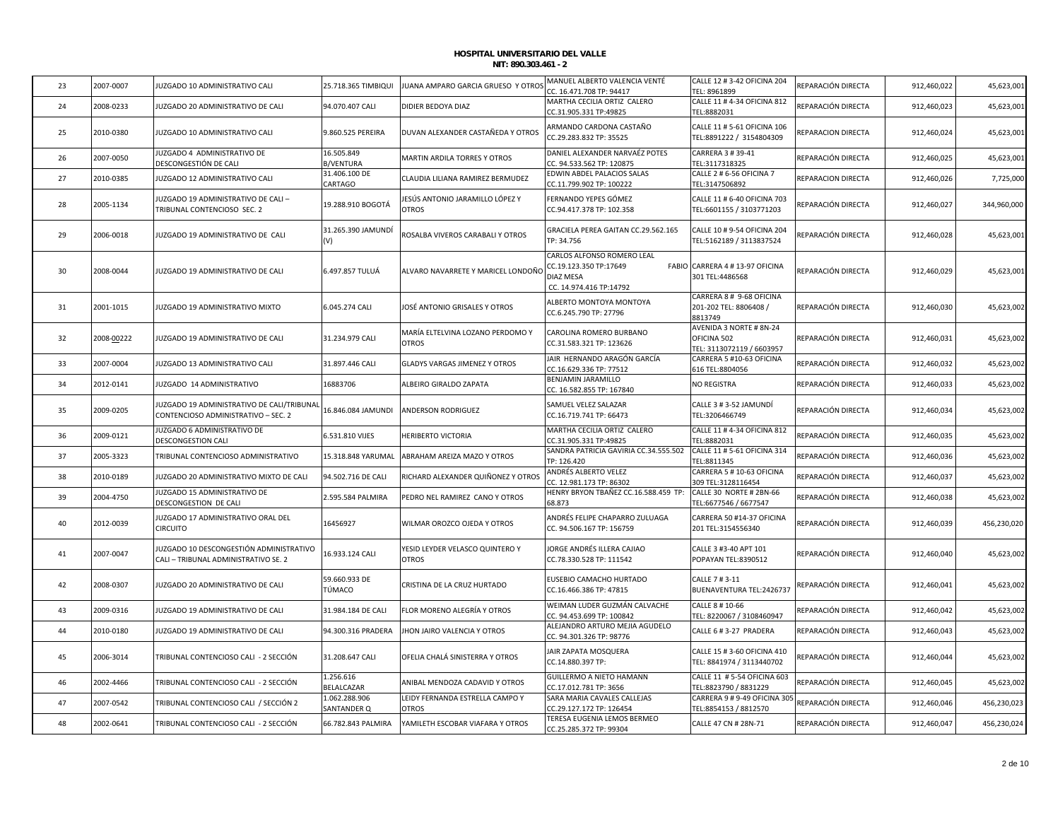**HOSPITAL UNIVERSITARIO DEL VALLE**
**NIT: 890.303.461 - 2**

| | | | | | | | | | |
|---|---|---|---|---|---|---|---|---|---|
| 23 | 2007-0007 | JUZGADO 10 ADMINISTRATIVO CALI | 25.718.365 TIMBIQUI | JUANA AMPARO GARCIA GRUESO Y OTROS | MANUEL ALBERTO VALENCIA VENTÉ CC. 16.471.708 TP: 94417 | CALLE 12 # 3-42 OFICINA 204 TEL: 8961899 | REPARACIÓN DIRECTA | 912,460,022 | 45,623,001 |
| 24 | 2008-0233 | JUZGADO 20 ADMINISTRATIVO DE CALI | 94.070.407 CALI | DIDIER BEDOYA DIAZ | MARTHA CECILIA ORTIZ CALERO CC.31.905.331 TP:49825 | CALLE 11 # 4-34 OFICINA 812 TEL:8882031 | REPARACIÓN DIRECTA | 912,460,023 | 45,623,001 |
| 25 | 2010-0380 | JUZGADO 10 ADMINISTRATIVO CALI | 9.860.525 PEREIRA | DUVAN ALEXANDER CASTAÑEDA Y OTROS | ARMANDO CARDONA CASTAÑO CC.29.283.832 TP: 35525 | CALLE 11 # 5-61 OFICINA 106 TEL:8891222 / 3154804309 | REPARACION DIRECTA | 912,460,024 | 45,623,001 |
| 26 | 2007-0050 | JUZGADO 4 ADMINISTRATIVO DE DESCONGESTIÓN DE CALI | 16.505.849 B/VENTURA | MARTIN ARDILA TORRES Y OTROS | DANIEL ALEXANDER NARVAÉZ POTES CC. 94.533.562 TP: 120875 | CARRERA 3 # 39-41 TEL:3117318325 | REPARACIÓN DIRECTA | 912,460,025 | 45,623,001 |
| 27 | 2010-0385 | JUZGADO 12 ADMINISTRATIVO CALI | 31.406.100 DE CARTAGO | CLAUDIA LILIANA RAMIREZ BERMUDEZ | EDWIN ABDEL PALACIOS SALAS CC.11.799.902 TP: 100222 | CALLE 2 # 6-56 OFICINA 7 TEL:3147506892 | REPARACION DIRECTA | 912,460,026 | 7,725,000 |
| 28 | 2005-1134 | JUZGADO 19 ADMINISTRATIVO DE CALI – TRIBUNAL CONTENCIOSO SEC. 2 | 19.288.910 BOGOTÁ | JESÚS ANTONIO JARAMILLO LÓPEZ Y OTROS | FERNANDO YEPES GÓMEZ CC.94.417.378 TP: 102.358 | CALLE 11 # 6-40 OFICINA 703 TEL:6601155 / 3103771203 | REPARACIÓN DIRECTA | 912,460,027 | 344,960,000 |
| 29 | 2006-0018 | JUZGADO 19 ADMINISTRATIVO DE CALI | 31.265.390 JAMUNDÍ (V) | ROSALBA VIVEROS CARABALI Y OTROS | GRACIELA PEREA GAITAN CC.29.562.165 TP: 34.756 | CALLE 10 # 9-54 OFICINA 204 TEL:5162189 / 3113837524 | REPARACIÓN DIRECTA | 912,460,028 | 45,623,001 |
| 30 | 2008-0044 | JUZGADO 19 ADMINISTRATIVO DE CALI | 6.497.857 TULUÁ | ALVARO NAVARRETE Y MARICEL LONDOÑO | CARLOS ALFONSO ROMERO LEAL CC.19.123.350 TP:17649 FABIO DIAZ MESA CC. 14.974.416 TP:14792 | CARRERA 4 # 13-97 OFICINA 301 TEL:4486568 | REPARACIÓN DIRECTA | 912,460,029 | 45,623,001 |
| 31 | 2001-1015 | JUZGADO 19 ADMINISTRATIVO MIXTO | 6.045.274 CALI | JOSÉ ANTONIO GRISALES Y OTROS | ALBERTO MONTOYA MONTOYA CC.6.245.790 TP: 27796 | CARRERA 8 # 9-68 OFICINA 201-202 TEL: 8806408 / 8813749 | REPARACIÓN DIRECTA | 912,460,030 | 45,623,002 |
| 32 | 2008-00222 | JUZGADO 19 ADMINISTRATIVO DE CALI | 31.234.979 CALI | MARÍA ELTELVINA LOZANO PERDOMO Y OTROS | CAROLINA ROMERO BURBANO CC.31.583.321 TP: 123626 | AVENIDA 3 NORTE # 8N-24 OFICINA 502 TEL: 3113072119 / 6603957 | REPARACIÓN DIRECTA | 912,460,031 | 45,623,002 |
| 33 | 2007-0004 | JUZGADO 13 ADMINISTRATIVO CALI | 31.897.446 CALI | GLADYS VARGAS JIMENEZ Y OTROS | JAIR HERNANDO ARAGÓN GARCÍA CC.16.629.336 TP: 77512 | CARRERA 5 #10-63 OFICINA 616 TEL:8804056 | REPARACIÓN DIRECTA | 912,460,032 | 45,623,002 |
| 34 | 2012-0141 | JUZGADO 14 ADMINISTRATIVO | 16883706 | ALBEIRO GIRALDO ZAPATA | BENJAMIN JARAMILLO CC. 16.582.855 TP: 167840 | NO REGISTRA | REPARACIÓN DIRECTA | 912,460,033 | 45,623,002 |
| 35 | 2009-0205 | JUZGADO 19 ADMINISTRATIVO DE CALI/TRIBUNAL CONTENCIOSO ADMINISTRATIVO – SEC. 2 | 16.846.084 JAMUNDI | ANDERSON RODRIGUEZ | SAMUEL VELEZ SALAZAR CC.16.719.741 TP: 66473 | CALLE 3 # 3-52 JAMUNDÍ TEL:3206466749 | REPARACIÓN DIRECTA | 912,460,034 | 45,623,002 |
| 36 | 2009-0121 | JUZGADO 6 ADMINISTRATIVO DE DESCONGESTION CALI | 6.531.810 VIJES | HERIBERTO VICTORIA | MARTHA CECILIA ORTIZ CALERO CC.31.905.331 TP:49825 | CALLE 11 # 4-34 OFICINA 812 TEL:8882031 | REPARACIÓN DIRECTA | 912,460,035 | 45,623,002 |
| 37 | 2005-3323 | TRIBUNAL CONTENCIOSO ADMINISTRATIVO | 15.318.848 YARUMAL | ABRAHAM AREIZA MAZO Y OTROS | SANDRA PATRICIA GAVIRIA CC.34.555.502 TP: 126.420 | CALLE 11 # 5-61 OFICINA 314 TEL:8811345 | REPARACIÓN DIRECTA | 912,460,036 | 45,623,002 |
| 38 | 2010-0189 | JUZGADO 20 ADMINISTRATIVO MIXTO DE CALI | 94.502.716 DE CALI | RICHARD ALEXANDER QUIÑONEZ Y OTROS | ANDRÉS ALBERTO VELEZ CC. 12.981.173 TP: 86302 | CARRERA 5 # 10-63 OFICINA 309 TEL:3128116454 | REPARACIÓN DIRECTA | 912,460,037 | 45,623,002 |
| 39 | 2004-4750 | JUZGADO 15 ADMINISTRATIVO DE DESCONGESTION DE CALI | 2.595.584 PALMIRA | PEDRO NEL RAMIREZ CANO Y OTROS | HENRY BRYON TBAÑEZ CC.16.588.459 TP: 68.873 | CALLE 30 NORTE # 2BN-66 TEL:6677546 / 6677547 | REPARACIÓN DIRECTA | 912,460,038 | 45,623,002 |
| 40 | 2012-0039 | JUZGADO 17 ADMINISTRATIVO ORAL DEL CIRCUITO | 16456927 | WILMAR OROZCO OJEDA Y OTROS | ANDRÉS FELIPE CHAPARRO ZULUAGA CC. 94.506.167 TP: 156759 | CARRERA 50 #14-37 OFICINA 201 TEL:3154556340 | REPARACIÓN DIRECTA | 912,460,039 | 456,230,020 |
| 41 | 2007-0047 | JUZGADO 10 DESCONGESTIÓN ADMINISTRATIVO CALI – TRIBUNAL ADMINISTRATIVO SE. 2 | 16.933.124 CALI | YESID LEYDER VELASCO QUINTERO Y OTROS | JORGE ANDRÉS ILLERA CAJIAO CC.78.330.528 TP: 111542 | CALLE 3 #3-40 APT 101 POPAYAN TEL:8390512 | REPARACIÓN DIRECTA | 912,460,040 | 45,623,002 |
| 42 | 2008-0307 | JUZGADO 20 ADMINISTRATIVO DE CALI | 59.660.933 DE TÚMACO | CRISTINA DE LA CRUZ HURTADO | EUSEBIO CAMACHO HURTADO CC.16.466.386 TP: 47815 | CALLE 7 # 3-11 BUENAVENTURA TEL:2426737 | REPARACIÓN DIRECTA | 912,460,041 | 45,623,002 |
| 43 | 2009-0316 | JUZGADO 19 ADMINISTRATIVO DE CALI | 31.984.184 DE CALI | FLOR MORENO ALEGRÍA Y OTROS | WEIMAN LUDER GUZMÁN CALVACHE CC. 94.453.699 TP: 100842 | CALLE 8 # 10-66 TEL: 8220067 / 3108460947 | REPARACIÓN DIRECTA | 912,460,042 | 45,623,002 |
| 44 | 2010-0180 | JUZGADO 19 ADMINISTRATIVO DE CALI | 94.300.316 PRADERA | JHON JAIRO VALENCIA Y OTROS | ALEJANDRO ARTURO MEJIA AGUDELO CC. 94.301.326 TP: 98776 | CALLE 6 # 3-27 PRADERA | REPARACIÓN DIRECTA | 912,460,043 | 45,623,002 |
| 45 | 2006-3014 | TRIBUNAL CONTENCIOSO CALI - 2 SECCIÓN | 31.208.647 CALI | OFELIA CHALÁ SINISTERRA Y OTROS | JAIR ZAPATA MOSQUERA CC.14.880.397 TP: | CALLE 15 # 3-60 OFICINA 410 TEL: 8841974 / 3113440702 | REPARACIÓN DIRECTA | 912,460,044 | 45,623,002 |
| 46 | 2002-4466 | TRIBUNAL CONTENCIOSO CALI - 2 SECCIÓN | 1.256.616 BELALCAZAR | ANIBAL MENDOZA CADAVID Y OTROS | GUILLERMO A NIETO HAMANN CC.17.012.781 TP: 3656 | CALLE 11 # 5-54 OFICINA 603 TEL:8823790 / 8831229 | REPARACIÓN DIRECTA | 912,460,045 | 45,623,002 |
| 47 | 2007-0542 | TRIBUNAL CONTENCIOSO CALI / SECCIÓN 2 | 1.062.288.906 SANTANDER Q | LEIDY FERNANDA ESTRELLA CAMPO Y OTROS | SARA MARIA CAVALES CALLEJAS CC.29.127.172 TP: 126454 | CARRERA 9 # 9-49 OFICINA 305 TEL:8854153 / 8812570 | REPARACIÓN DIRECTA | 912,460,046 | 456,230,023 |
| 48 | 2002-0641 | TRIBUNAL CONTENCIOSO CALI - 2 SECCIÓN | 66.782.843 PALMIRA | YAMILETH ESCOBAR VIAFARA Y OTROS | TERESA EUGENIA LEMOS BERMEO CC.25.285.372 TP: 99304 | CALLE 47 CN # 28N-71 | REPARACIÓN DIRECTA | 912,460,047 | 456,230,024 |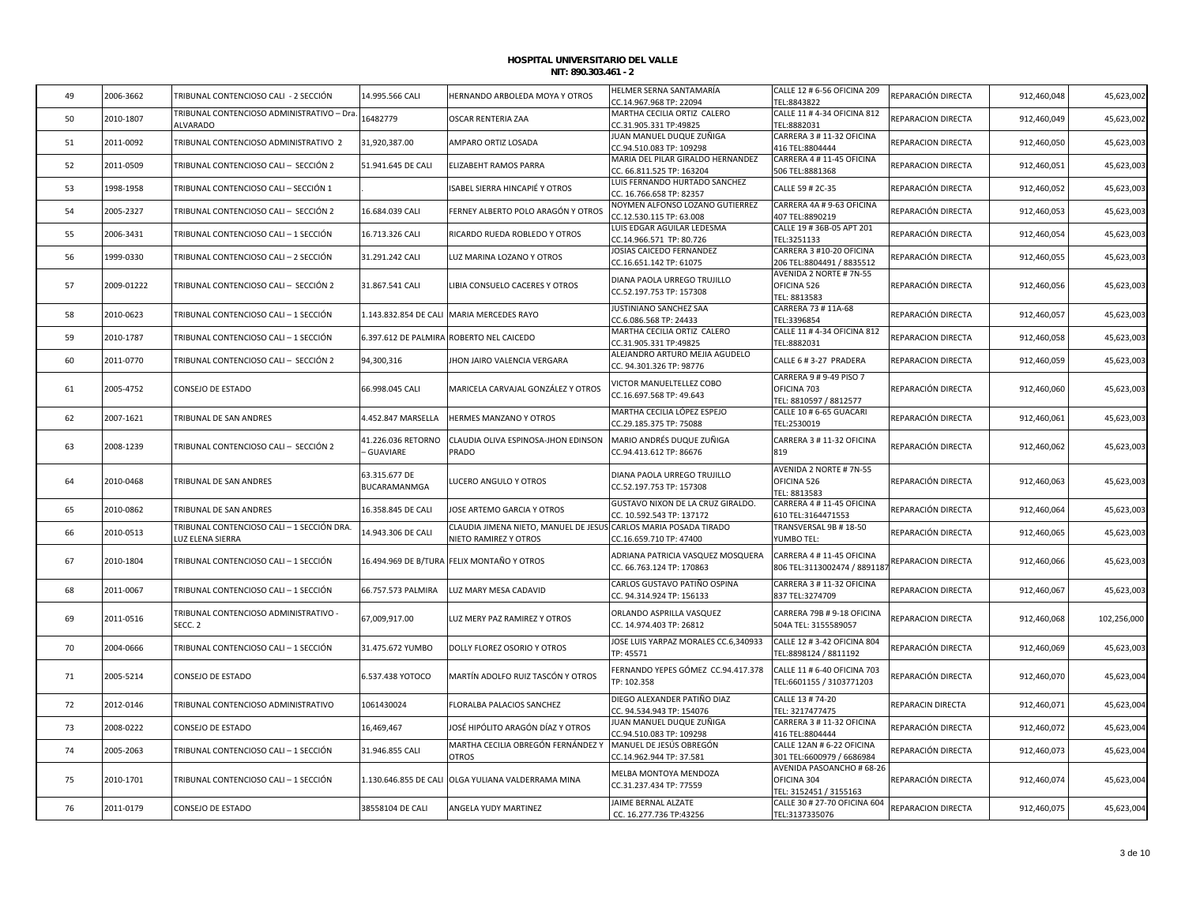**HOSPITAL UNIVERSITARIO DEL VALLE**
**NIT: 890.303.461 - 2**

| | | | | | | | | | |
|---|---|---|---|---|---|---|---|---|---|
| 49 | 2006-3662 | TRIBUNAL CONTENCIOSO CALI - 2 SECCIÓN | 14.995.566 CALI | HERNANDO ARBOLEDA MOYA Y OTROS | HELMER SERNA SANTAMARÍA CC.14.967.968 TP: 22094 | CALLE 12 # 6-56 OFICINA 209 TEL:8843822 | REPARACIÓN DIRECTA | 912,460,048 | 45,623,002 |
| 50 | 2010-1807 | TRIBUNAL CONTENCIOSO ADMINISTRATIVO – Dra. ALVARADO | 16482779 | OSCAR RENTERIA ZAA | MARTHA CECILIA ORTIZ CALERO CC.31.905.331 TP:49825 | CALLE 11 # 4-34 OFICINA 812 TEL:8882031 | REPARACION DIRECTA | 912,460,049 | 45,623,002 |
| 51 | 2011-0092 | TRIBUNAL CONTENCIOSO ADMINISTRATIVO 2 | 31,920,387.00 | AMPARO ORTIZ LOSADA | JUAN MANUEL DUQUE ZUÑIGA CC.94.510.083 TP: 109298 | CARRERA 3 # 11-32 OFICINA 416 TEL:8804444 | REPARACIÓN DIRECTA | 912,460,050 | 45,623,003 |
| 52 | 2011-0509 | TRIBUNAL CONTENCIOSO CALI – SECCIÓN 2 | 51.941.645 DE CALI | ELIZABEHT RAMOS PARRA | MARIA DEL PILAR GIRALDO HERNANDEZ CC. 66.811.525 TP: 163204 | CARRERA 4 # 11-45 OFICINA 506 TEL:8881368 | REPARACIÓN DIRECTA | 912,460,051 | 45,623,003 |
| 53 | 1998-1958 | TRIBUNAL CONTENCIOSO CALI – SECCIÓN 1 | . | ISABEL SIERRA HINCAPIÉ Y OTROS | LUIS FERNANDO HURTADO SANCHEZ CC. 16.766.658 TP: 82357 | CALLE 59 # 2C-35 | REPARACIÓN DIRECTA | 912,460,052 | 45,623,003 |
| 54 | 2005-2327 | TRIBUNAL CONTENCIOSO CALI – SECCIÓN 2 | 16.684.039 CALI | FERNEY ALBERTO POLO ARAGÓN Y OTROS | NOYMEN ALFONSO LOZANO GUTIERREZ CC.12.530.115 TP: 63.008 | CARRERA 4A # 9-63 OFICINA 407 TEL:8890219 | REPARACIÓN DIRECTA | 912,460,053 | 45,623,003 |
| 55 | 2006-3431 | TRIBUNAL CONTENCIOSO CALI – 1 SECCIÓN | 16.713.326 CALI | RICARDO RUEDA ROBLEDO Y OTROS | LUIS EDGAR AGUILAR LEDESMA CC.14.966.571 TP: 80.726 | CALLE 19 # 36B-05 APT 201 TEL:3251133 | REPARACIÓN DIRECTA | 912,460,054 | 45,623,003 |
| 56 | 1999-0330 | TRIBUNAL CONTENCIOSO CALI – 2 SECCIÓN | 31.291.242 CALI | LUZ MARINA LOZANO Y OTROS | JOSIAS CAICEDO FERNANDEZ CC.16.651.142 TP: 61075 | CARRERA 3 #10-20 OFICINA 206 TEL:8804491 / 8835512 | REPARACIÓN DIRECTA | 912,460,055 | 45,623,003 |
| 57 | 2009-01222 | TRIBUNAL CONTENCIOSO CALI – SECCIÓN 2 | 31.867.541 CALI | LIBIA CONSUELO CACERES Y OTROS | DIANA PAOLA URREGO TRUJILLO CC.52.197.753 TP: 157308 | AVENIDA 2 NORTE # 7N-55 OFICINA 526 TEL: 8813583 | REPARACIÓN DIRECTA | 912,460,056 | 45,623,003 |
| 58 | 2010-0623 | TRIBUNAL CONTENCIOSO CALI – 1 SECCIÓN | 1.143.832.854 DE CALI | MARIA MERCEDES RAYO | JUSTINIANO SANCHEZ SAA CC.6.086.568 TP: 24433 | CARRERA 73 # 11A-68 TEL:3396854 | REPARACIÓN DIRECTA | 912,460,057 | 45,623,003 |
| 59 | 2010-1787 | TRIBUNAL CONTENCIOSO CALI – 1 SECCIÓN | 6.397.612 DE PALMIRA | ROBERTO NEL CAICEDO | MARTHA CECILIA ORTIZ CALERO CC.31.905.331 TP:49825 | CALLE 11 # 4-34 OFICINA 812 TEL:8882031 | REPARACIÓN DIRECTA | 912,460,058 | 45,623,003 |
| 60 | 2011-0770 | TRIBUNAL CONTENCIOSO CALI – SECCIÓN 2 | 94,300,316 | JHON JAIRO VALENCIA VERGARA | ALEJANDRO ARTURO MEJIA AGUDELO CC. 94.301.326 TP: 98776 | CALLE 6 # 3-27 PRADERA | REPARACION DIRECTA | 912,460,059 | 45,623,003 |
| 61 | 2005-4752 | CONSEJO DE ESTADO | 66.998.045 CALI | MARICELA CARVAJAL GONZÁLEZ Y OTROS | VICTOR MANUELTELLEZ COBO CC.16.697.568 TP: 49.643 | CARRERA 9 # 9-49 PISO 7 OFICINA 703 TEL: 8810597 / 8812577 | REPARACIÓN DIRECTA | 912,460,060 | 45,623,003 |
| 62 | 2007-1621 | TRIBUNAL DE SAN ANDRES | 4.452.847 MARSELLA | HERMES MANZANO Y OTROS | MARTHA CECILIA LÓPEZ ESPEJO CC.29.185.375 TP: 75088 | CALLE 10 # 6-65 GUACARI TEL:2530019 | REPARACIÓN DIRECTA | 912,460,061 | 45,623,003 |
| 63 | 2008-1239 | TRIBUNAL CONTENCIOSO CALI – SECCIÓN 2 | 41.226.036 RETORNO – GUAVIARE | CLAUDIA OLIVA ESPINOSA-JHON EDINSON PRADO | MARIO ANDRÉS DUQUE ZUÑIGA CC.94.413.612 TP: 86676 | CARRERA 3 # 11-32 OFICINA 819 | REPARACIÓN DIRECTA | 912,460,062 | 45,623,003 |
| 64 | 2010-0468 | TRIBUNAL DE SAN ANDRES | 63.315.677 DE BUCARAMANMGA | LUCERO ANGULO Y OTROS | DIANA PAOLA URREGO TRUJILLO CC.52.197.753 TP: 157308 | AVENIDA 2 NORTE # 7N-55 OFICINA 526 TEL: 8813583 | REPARACIÓN DIRECTA | 912,460,063 | 45,623,003 |
| 65 | 2010-0862 | TRIBUNAL DE SAN ANDRES | 16.358.845 DE CALI | JOSE ARTEMO GARCIA Y OTROS | GUSTAVO NIXON DE LA CRUZ GIRALDO. CC. 10.592.543 TP: 137172 | CARRERA 4 # 11-45 OFICINA 610 TEL:3164471553 | REPARACIÓN DIRECTA | 912,460,064 | 45,623,003 |
| 66 | 2010-0513 | TRIBUNAL CONTENCIOSO CALI – 1 SECCIÓN DRA. LUZ ELENA SIERRA | 14.943.306 DE CALI | CLAUDIA JIMENA NIETO, MANUEL DE JESUS NIETO RAMIREZ Y OTROS | CARLOS MARIA POSADA TIRADO CC.16.659.710 TP: 47400 | TRANSVERSAL 9B # 18-50 YUMBO TEL: | REPARACIÓN DIRECTA | 912,460,065 | 45,623,003 |
| 67 | 2010-1804 | TRIBUNAL CONTENCIOSO CALI – 1 SECCIÓN | 16.494.969 DE B/TURA | FELIX MONTAÑO Y OTROS | ADRIANA PATRICIA VASQUEZ MOSQUERA CC. 66.763.124 TP: 170863 | CARRERA 4 # 11-45 OFICINA 806 TEL:3113002474 / 8891187 | REPARACIÓN DIRECTA | 912,460,066 | 45,623,003 |
| 68 | 2011-0067 | TRIBUNAL CONTENCIOSO CALI – 1 SECCIÓN | 66.757.573 PALMIRA | LUZ MARY MESA CADAVID | CARLOS GUSTAVO PATIÑO OSPINA CC. 94.314.924 TP: 156133 | CARRERA 3 # 11-32 OFICINA 837 TEL:3274709 | REPARACION DIRECTA | 912,460,067 | 45,623,003 |
| 69 | 2011-0516 | TRIBUNAL CONTENCIOSO ADMINISTRATIVO - SECC. 2 | 67,009,917.00 | LUZ MERY PAZ RAMIREZ Y OTROS | ORLANDO ASPRILLA VASQUEZ CC. 14.974.403 TP: 26812 | CARRERA 79B # 9-18 OFICINA 504A TEL: 3155589057 | REPARACION DIRECTA | 912,460,068 | 102,256,000 |
| 70 | 2004-0666 | TRIBUNAL CONTENCIOSO CALI – 1 SECCIÓN | 31.475.672 YUMBO | DOLLY FLOREZ OSORIO Y OTROS | JOSE LUIS YARPAZ MORALES CC.6,340933 TP: 45571 | CALLE 12 # 3-42 OFICINA 804 TEL:8898124 / 8811192 | REPARACIÓN DIRECTA | 912,460,069 | 45,623,003 |
| 71 | 2005-5214 | CONSEJO DE ESTADO | 6.537.438 YOTOCO | MARTÍN ADOLFO RUIZ TASCÓN Y OTROS | FERNANDO YEPES GÓMEZ CC.94.417.378 TP: 102.358 | CALLE 11 # 6-40 OFICINA 703 TEL:6601155 / 3103771203 | REPARACIÓN DIRECTA | 912,460,070 | 45,623,004 |
| 72 | 2012-0146 | TRIBUNAL CONTENCIOSO ADMINISTRATIVO | 1061430024 | FLORALBA PALACIOS SANCHEZ | DIEGO ALEXANDER PATIÑO DIAZ CC. 94.534.943 TP: 154076 | CALLE 13 # 74-20 TEL: 3217477475 | REPARACIN DIRECTA | 912,460,071 | 45,623,004 |
| 73 | 2008-0222 | CONSEJO DE ESTADO | 16,469,467 | JOSÉ HIPÓLITO ARAGÓN DÍAZ Y OTROS | JUAN MANUEL DUQUE ZUÑIGA CC.94.510.083 TP: 109298 | CARRERA 3 # 11-32 OFICINA 416 TEL:8804444 | REPARACIÓN DIRECTA | 912,460,072 | 45,623,004 |
| 74 | 2005-2063 | TRIBUNAL CONTENCIOSO CALI – 1 SECCIÓN | 31.946.855 CALI | MARTHA CECILIA OBREGÓN FERNÁNDEZ Y OTROS | MANUEL DE JESÚS OBREGÓN CC.14.962.944 TP: 37.581 | CALLE 12AN # 6-22 OFICINA 301 TEL:6600979 / 6686984 | REPARACIÓN DIRECTA | 912,460,073 | 45,623,004 |
| 75 | 2010-1701 | TRIBUNAL CONTENCIOSO CALI – 1 SECCIÓN | 1.130.646.855 DE CALI | OLGA YULIANA VALDERRAMA MINA | MELBA MONTOYA MENDOZA CC.31.237.434 TP: 77559 | AVENIDA PASOANCHO # 68-26 OFICINA 304 TEL: 3152451 / 3155163 | REPARACIÓN DIRECTA | 912,460,074 | 45,623,004 |
| 76 | 2011-0179 | CONSEJO DE ESTADO | 38558104 DE CALI | ANGELA YUDY MARTINEZ | JAIME BERNAL ALZATE CC. 16.277.736 TP:43256 | CALLE 30 # 27-70 OFICINA 604 TEL:3137335076 | REPARACION DIRECTA | 912,460,075 | 45,623,004 |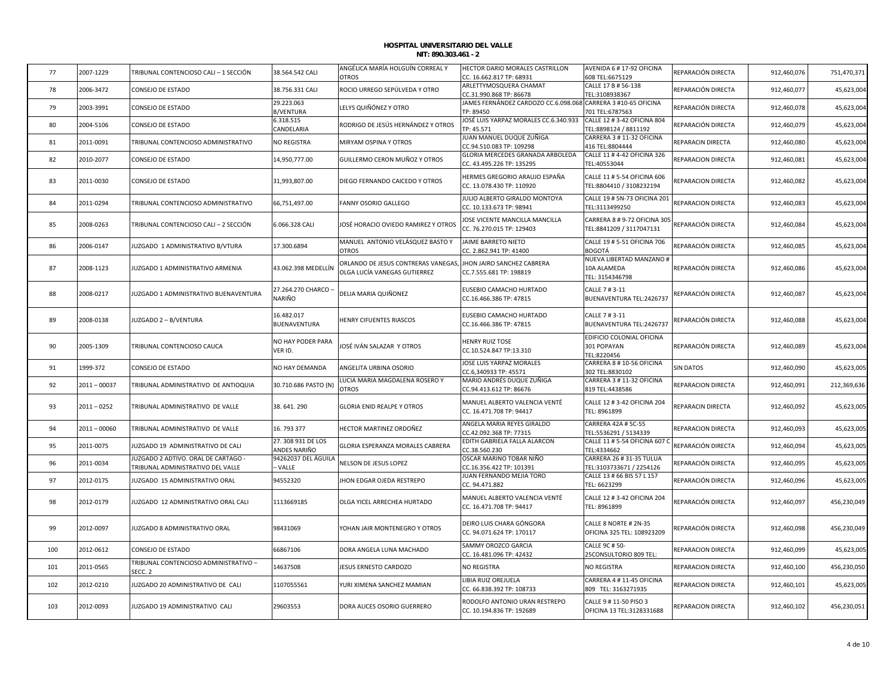**HOSPITAL UNIVERSITARIO DEL VALLE**
**NIT: 890.303.461 - 2**

| | | | | | | | | | |
|---|---|---|---|---|---|---|---|---|---|
| 77 | 2007-1229 | TRIBUNAL CONTENCIOSO CALI – 1 SECCIÓN | 38.564.542 CALI | ANGÉLICA MARÍA HOLGUÍN CORREAL Y OTROS | HECTOR DARIO MORALES CASTRILLON CC. 16.662.817 TP: 68931 | AVENIDA 6 # 17-92 OFICINA 608 TEL:6675129 | REPARACIÓN DIRECTA | 912,460,076 | 751,470,371 |
| 78 | 2006-3472 | CONSEJO DE ESTADO | 38.756.331 CALI | ROCIO URREGO SEPÚLVEDA Y OTRO | ARLETTYMOSQUERA CHAMAT CC.31.990.868 TP: 86678 | CALLE 17 B # 56-138 TEL:3108938367 | REPARACIÓN DIRECTA | 912,460,077 | 45,623,004 |
| 79 | 2003-3991 | CONSEJO DE ESTADO | 29.223.063 B/VENTURA | LELYS QUIÑÓNEZ Y OTRO | JAMES FERNÁNDEZ CARDOZO CC.6.098.068 TP: 89450 | CARRERA 3 #10-65 OFICINA 701 TEL:6787563 | REPARACIÓN DIRECTA | 912,460,078 | 45,623,004 |
| 80 | 2004-5106 | CONSEJO DE ESTADO | 6.318.515 CANDELARIA | RODRIGO DE JESÚS HERNÁNDEZ Y OTROS | JOSÉ LUIS YARPAZ MORALES CC.6.340.933 TP: 45.571 | CALLE 12 # 3-42 OFICINA 804 TEL:8898124 / 8811192 | REPARACIÓN DIRECTA | 912,460,079 | 45,623,004 |
| 81 | 2011-0091 | TRIBUNAL CONTENCIOSO ADMINISTRATIVO | NO REGISTRA | MIRYAM OSPINA Y OTROS | JUAN MANUEL DUQUE ZUÑIGA CC.94.510.083 TP: 109298 | CARRERA 3 # 11-32 OFICINA 416 TEL:8804444 | REPARACIN DIRECTA | 912,460,080 | 45,623,004 |
| 82 | 2010-2077 | CONSEJO DE ESTADO | 14,950,777.00 | GUILLERMO CERON MUÑOZ Y OTROS | GLORIA MERCEDES GRANADA ARBOLEDA CC. 43.495.226 TP: 135295 | CALLE 11 # 4-42 OFICINA 326 TEL:40553044 | REPARACION DIRECTA | 912,460,081 | 45,623,004 |
| 83 | 2011-0030 | CONSEJO DE ESTADO | 31,993,807.00 | DIEGO FERNANDO CAICEDO Y OTROS | HERMES GREGORIO ARAUJO ESPAÑA CC. 13.078.430 TP: 110920 | CALLE 11 # 5-54 OFICINA 606 TEL:8804410 / 3108232194 | REPARACION DIRECTA | 912,460,082 | 45,623,004 |
| 84 | 2011-0294 | TRIBUNAL CONTENCIOSO ADMINISTRATIVO | 66,751,497.00 | FANNY OSORIO GALLEGO | JULIO ALBERTO GIRALDO MONTOYA CC. 10.133.673 TP: 98941 | CALLE 19 # 5N-73 OFICINA 201 TEL:3113499250 | REPARACION DIRECTA | 912,460,083 | 45,623,004 |
| 85 | 2008-0263 | TRIBUNAL CONTENCIOSO CALI – 2 SECCIÓN | 6.066.328 CALI | JOSÉ HORACIO OVIEDO RAMIREZ Y OTROS | JOSE VICENTE MANCILLA MANCILLA CC. 76.270.015 TP: 129403 | CARRERA 8 # 9-72 OFICINA 305 TEL:8841209 / 3117047131 | REPARACIÓN DIRECTA | 912,460,084 | 45,623,004 |
| 86 | 2006-0147 | JUZGADO 1 ADMINISTRATIVO B/VTURA | 17.300.6894 | MANUEL ANTONIO VELÁSQUEZ BASTO Y OTROS | JAIME BARRETO NIETO CC. 2.862.941 TP: 41400 | CALLE 19 # 5-51 OFICINA 706 BOGOTÁ | REPARACIÓN DIRECTA | 912,460,085 | 45,623,004 |
| 87 | 2008-1123 | JUZGADO 1 ADMINISTRATIVO ARMENIA | 43.062.398 MEDELLÍN | ORLANDO DE JESUS CONTRERAS VANEGAS, OLGA LUCÍA VANEGAS GUTIERREZ | JHON JAIRO SANCHEZ CABRERA CC.7.555.681 TP: 198819 | NUEVA LIBERTAD MANZANO # 10A ALAMEDA TEL: 3154346798 | REPARACIÓN DIRECTA | 912,460,086 | 45,623,004 |
| 88 | 2008-0217 | JUZGADO 1 ADMINISTRATIVO BUENAVENTURA | 27.264.270 CHARCO – NARIÑO | DELIA MARIA QUIÑONEZ | EUSEBIO CAMACHO HURTADO CC.16.466.386 TP: 47815 | CALLE 7 # 3-11 BUENAVENTURA TEL:2426737 | REPARACIÓN DIRECTA | 912,460,087 | 45,623,004 |
| 89 | 2008-0138 | JUZGADO 2 – B/VENTURA | 16.482.017 BUENAVENTURA | HENRY CIFUENTES RIASCOS | EUSEBIO CAMACHO HURTADO CC.16.466.386 TP: 47815 | CALLE 7 # 3-11 BUENAVENTURA TEL:2426737 | REPARACIÓN DIRECTA | 912,460,088 | 45,623,004 |
| 90 | 2005-1309 | TRIBUNAL CONTENCIOSO CAUCA | NO HAY PODER PARA VER ID. | JOSÉ IVÁN SALAZAR Y OTROS | HENRY RUIZ TOSE CC.10.524.847 TP:13.310 | EDIFICIO COLONIAL OFICINA 301 POPAYAN TEL:8220456 | REPARACIÓN DIRECTA | 912,460,089 | 45,623,004 |
| 91 | 1999-372 | CONSEJO DE ESTADO | NO HAY DEMANDA | ANGELITA URBINA OSORIO | JOSE LUIS YARPAZ MORALES CC.6,340933 TP: 45571 | CARRERA 8 # 10-56 OFICINA 302 TEL:8830102 | SIN DATOS | 912,460,090 | 45,623,005 |
| 92 | 2011 – 00037 | TRIBUNAL ADMINISTRATIVO DE ANTIOQUIA | 30.710.686 PASTO (N) | LUCIA MARIA MAGDALENA ROSERO Y OTROS | MARIO ANDRÉS DUQUE ZUÑIGA CC.94.413.612 TP: 86676 | CARRERA 3 # 11-32 OFICINA 819 TEL:4438586 | REPARACION DIRECTA | 912,460,091 | 212,369,636 |
| 93 | 2011 – 0252 | TRIBUNAL ADMINISTRATIVO DE VALLE | 38. 641. 290 | GLORIA ENID REALPE Y OTROS | MANUEL ALBERTO VALENCIA VENTÉ CC. 16.471.708 TP: 94417 | CALLE 12 # 3-42 OFICINA 204 TEL: 8961899 | REPARACIN DIRECTA | 912,460,092 | 45,623,005 |
| 94 | 2011 – 00060 | TRIBUNAL ADMINISTRATIVO DE VALLE | 16. 793 377 | HECTOR MARTINEZ ORDOÑEZ | ANGELA MARIA REYES GIRALDO CC.42.092.368 TP: 77315 | CARRERA 42A # 5C-55 TEL:5536291 / 5134339 | REPARACION DIRECTA | 912,460,093 | 45,623,005 |
| 95 | 2011-0075 | JUZGADO 19 ADMINISTRATIVO DE CALI | 27. 308 931 DE LOS ANDES NARIÑO | GLORIA ESPERANZA MORALES CABRERA | EDITH GABRIELA FALLA ALARCON CC.38.560.230 | CALLE 11 # 5-54 OFICINA 607 C TEL:4334662 | REPARACIÓN DIRECTA | 912,460,094 | 45,623,005 |
| 96 | 2011-0034 | JUZGADO 2 ADTIVO. ORAL DE CARTAGO - TRIBUNAL ADMINISTRATIVO DEL VALLE | 94262037 DEL ÁGUILA – VALLE | NELSON DE JESUS LOPEZ | OSCAR MARINO TOBAR NIÑO CC.16.356.422 TP: 101391 | CARRERA 26 # 31-35 TULUA TEL:3103733671 / 2254126 | REPARACIÓN DIRECTA | 912,460,095 | 45,623,005 |
| 97 | 2012-0175 | JUZGADO 15 ADMINISTRATIVO ORAL | 94552320 | JHON EDGAR OJEDA RESTREPO | JUAN FERNANDO MEJIA TORO CC. 94.471.882 | CALLE 13 # 66 BIS 57 L 157 TEL: 6623299 | REPARACIÓN DIRECTA | 912,460,096 | 45,623,005 |
| 98 | 2012-0179 | JUZGADO 12 ADMINISTRATIVO ORAL CALI | 1113669185 | OLGA YICEL ARRECHEA HURTADO | MANUEL ALBERTO VALENCIA VENTÉ CC. 16.471.708 TP: 94417 | CALLE 12 # 3-42 OFICINA 204 TEL: 8961899 | REPARACIÓN DIRECTA | 912,460,097 | 456,230,049 |
| 99 | 2012-0097 | JUZGADO 8 ADMINISTRATIVO ORAL | 98431069 | YOHAN JAIR MONTENEGRO Y OTROS | DEIRO LUIS CHARA GÓNGORA CC. 94.071.624 TP: 170117 | CALLE 8 NORTE # 2N-35 OFICINA 325 TEL: 108923209 | REPARACIÓN DIRECTA | 912,460,098 | 456,230,049 |
| 100 | 2012-0612 | CONSEJO DE ESTADO | 66867106 | DORA ANGELA LUNA MACHADO | SAMMY OROZCO GARCIA CC. 16.481.096 TP: 42432 | CALLE 9C # 50-25CONSULTORIO 809 TEL: | REPARACION DIRECTA | 912,460,099 | 45,623,005 |
| 101 | 2011-0565 | TRIBUNAL CONTENCIOSO ADMINISTRATIVO – SECC. 2 | 14637508 | JESUS ERNESTO CARDOZO | NO REGISTRA | NO REGISTRA | REPARACION DIRECTA | 912,460,100 | 456,230,050 |
| 102 | 2012-0210 | JUZGADO 20 ADMINISTRATIVO DE CALI | 1107055561 | YURI XIMENA SANCHEZ MAMIAN | LIBIA RUIZ OREJUELA CC. 66.838.392 TP: 108733 | CARRERA 4 # 11-45 OFICINA 809 TEL: 3163271935 | REPARACION DIRECTA | 912,460,101 | 45,623,005 |
| 103 | 2012-0093 | JUZGADO 19 ADMINISTRATIVO CALI | 29603553 | DORA ALICES OSORIO GUERRERO | RODOLFO ANTONIO URAN RESTREPO CC. 10.194.836 TP: 192689 | CALLE 9 # 11-50 PISO 3 OFICINA 13 TEL:3128331688 | REPARACION DIRECTA | 912,460,102 | 456,230,051 |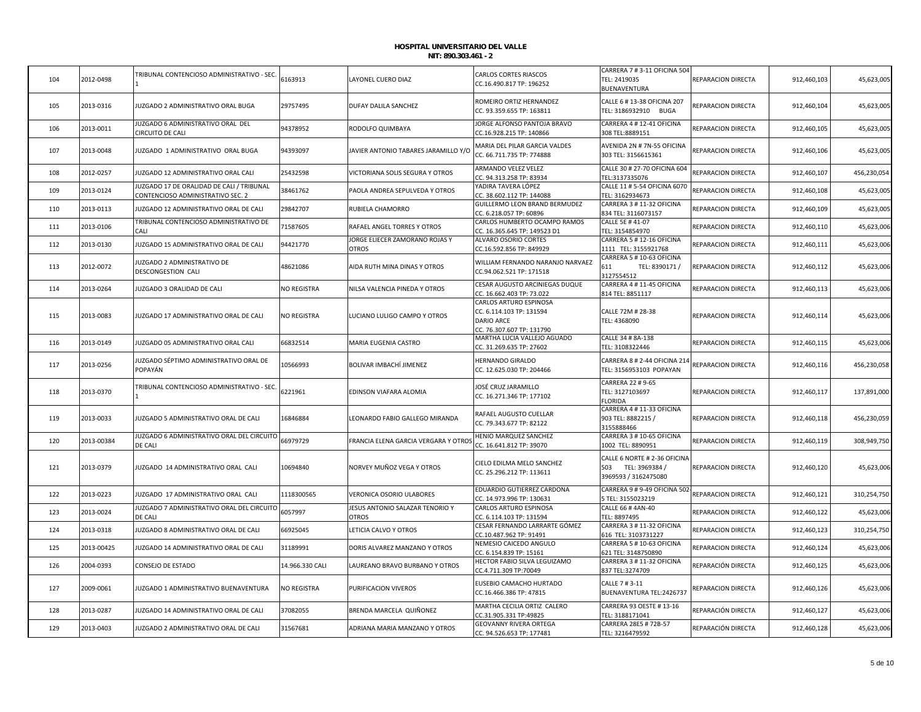**HOSPITAL UNIVERSITARIO DEL VALLE**
**NIT: 890.303.461 - 2**

| | | | | | | | | | |
|---|---|---|---|---|---|---|---|---|---|
| 104 | 2012-0498 | TRIBUNAL CONTENCIOSO ADMINISTRATIVO - SEC. 1 | 6163913 | LAYONEL CUERO DIAZ | CARLOS CORTES RIASCOS CC.16.490.817 TP: 196252 | CARRERA 7 # 3-11 OFICINA 504 TEL: 2419035 BUENAVENTURA | REPARACION DIRECTA | 912,460,103 | 45,623,005 |
| 105 | 2013-0316 | JUZGADO 2 ADMINISTRATIVO ORAL BUGA | 29757495 | DUFAY DALILA SANCHEZ | ROMEIRO ORTIZ HERNANDEZ CC. 93.359.655 TP: 163811 | CALLE 6 # 13-38 OFICINA 207 TEL: 3186932910 BUGA | REPARACION DIRECTA | 912,460,104 | 45,623,005 |
| 106 | 2013-0011 | JUZGADO 6 ADMINISTRATIVO ORAL DEL CIRCUITO DE CALI | 94378952 | RODOLFO QUIMBAYA | JORGE ALFONSO PANTOJA BRAVO CC.16.928.215 TP: 140866 | CARRERA 4 # 12-41 OFICINA 308 TEL:8889151 | REPARACION DIRECTA | 912,460,105 | 45,623,005 |
| 107 | 2013-0048 | JUZGADO 1 ADMINISTRATIVO ORAL BUGA | 94393097 | JAVIER ANTONIO TABARES JARAMILLO Y/O | MARIA DEL PILAR GARCIA VALDES CC. 66.711.735 TP: 774888 | AVENIDA 2N # 7N-55 OFICINA 303 TEL: 3156615361 | REPARACION DIRECTA | 912,460,106 | 45,623,005 |
| 108 | 2012-0257 | JUZGADO 12 ADMINISTRATIVO ORAL CALI | 25432598 | VICTORIANA SOLIS SEGURA Y OTROS | ARMANDO VELEZ VELEZ CC. 94.313.258 TP: 83934 | CALLE 30 # 27-70 OFICINA 604 TEL:3137335076 | REPARACION DIRECTA | 912,460,107 | 456,230,054 |
| 109 | 2013-0124 | JUZGADO 17 DE ORALIDAD DE CALI / TRIBUNAL CONTENCIOSO ADMINISTRATIVO SEC. 2 | 38461762 | PAOLA ANDREA SEPULVEDA Y OTROS | YADIRA TAVERA LÓPEZ CC. 38.602.112 TP: 144088 | CALLE 11 # 5-54 OFICINA 6070 TEL: 3162934673 | REPARACION DIRECTA | 912,460,108 | 45,623,005 |
| 110 | 2013-0113 | JUZGADO 12 ADMINISTRATIVO ORAL DE CALI | 29842707 | RUBIELA CHAMORRO | GUILLERMO LEON BRAND BERMUDEZ CC. 6.218.057 TP: 60896 | CARRERA 3 # 11-32 OFICINA 834 TEL: 3116073157 | REPARACION DIRECTA | 912,460,109 | 45,623,005 |
| 111 | 2013-0106 | TRIBUNAL CONTENCIOSO ADMINISTRATIVO DE CALI | 71587605 | RAFAEL ANGEL TORRES Y OTROS | CARLOS HUMBERTO OCAMPO RAMOS CC. 16.365.645 TP: 149523 D1 | CALLE 5E # 41-07 TEL: 3154854970 | REPARACION DIRECTA | 912,460,110 | 45,623,006 |
| 112 | 2013-0130 | JUZGADO 15 ADMINISTRATIVO ORAL DE CALI | 94421770 | JORGE ELIECER ZAMORANO ROJAS Y OTROS | ALVARO OSORIO CORTES CC.16.592.856 TP: 849929 | CARRERA 5 # 12-16 OFICINA 1111 TEL: 3155921768 | REPARACION DIRECTA | 912,460,111 | 45,623,006 |
| 113 | 2012-0072 | JUZGADO 2 ADMINISTRATIVO DE DESCONGESTION CALI | 48621086 | AIDA RUTH MINA DINAS Y OTROS | WILLIAM FERNANDO NARANJO NARVAEZ CC.94.062.521 TP: 171518 | CARRERA 5 # 10-63 OFICINA 611 TEL: 8390171 / 3127554512 | REPARACION DIRECTA | 912,460,112 | 45,623,006 |
| 114 | 2013-0264 | JUZGADO 3 ORALIDAD DE CALI | NO REGISTRA | NILSA VALENCIA PINEDA Y OTROS | CESAR AUGUSTO ARCINIEGAS DUQUE CC. 16.662.403 TP: 73.022 | CARRERA 4 # 11-45 OFICINA 814 TEL: 8851117 | REPARACION DIRECTA | 912,460,113 | 45,623,006 |
| 115 | 2013-0083 | JUZGADO 17 ADMINISTRATIVO ORAL DE CALI | NO REGISTRA | LUCIANO LULIGO CAMPO Y OTROS | CARLOS ARTURO ESPINOSA CC. 6.114.103 TP: 131594 DARIO ARCE CC. 76.307.607 TP: 131790 | CALLE 72M # 28-38 TEL: 4368090 | REPARACION DIRECTA | 912,460,114 | 45,623,006 |
| 116 | 2013-0149 | JUZGADO 05 ADMINISTRATIVO ORAL CALI | 66832514 | MARIA EUGENIA CASTRO | MARTHA LUCIA VALLEJO AGUADO CC. 31.269.635 TP: 27602 | CALLE 34 # 8A-138 TEL: 3108322446 | REPARACION DIRECTA | 912,460,115 | 45,623,006 |
| 117 | 2013-0256 | JUZGADO SÉPTIMO ADMINISTRATIVO ORAL DE POPAYÁN | 10566993 | BOLIVAR IMBACHÍ JIMENEZ | HERNANDO GIRALDO CC. 12.625.030 TP: 204466 | CARRERA 8 # 2-44 OFICINA 214 TEL: 3156953103 POPAYAN | REPARACION DIRECTA | 912,460,116 | 456,230,058 |
| 118 | 2013-0370 | TRIBUNAL CONTENCIOSO ADMINISTRATIVO - SEC. 1 | 6221961 | EDINSON VIAFARA ALOMIA | JOSÉ CRUZ JARAMILLO CC. 16.271.346 TP: 177102 | CARRERA 22 # 9-65 TEL: 3127103697 FLORIDA | REPARACION DIRECTA | 912,460,117 | 137,891,000 |
| 119 | 2013-0033 | JUZGADO 5 ADMINISTRATIVO ORAL DE CALI | 16846884 | LEONARDO FABIO GALLEGO MIRANDA | RAFAEL AUGUSTO CUELLAR CC. 79.343.677 TP: 82122 | CARRERA 4 # 11-33 OFICINA 903 TEL: 8882215 / 3155888466 | REPARACION DIRECTA | 912,460,118 | 456,230,059 |
| 120 | 2013-00384 | JUZGADO 6 ADMINISTRATIVO ORAL DEL CIRCUITO DE CALI | 66979729 | FRANCIA ELENA GARCIA VERGARA Y OTROS | HENIO MARQUEZ SANCHEZ CC. 16.641.812 TP: 39070 | CARRERA 3 # 10-65 OFICINA 1002 TEL: 8890951 | REPARACION DIRECTA | 912,460,119 | 308,949,750 |
| 121 | 2013-0379 | JUZGADO 14 ADMINISTRATIVO ORAL CALI | 10694840 | NORVEY MUÑOZ VEGA Y OTROS | CIELO EDILMA MELO SANCHEZ CC. 25.296.212 TP: 113611 | CALLE 6 NORTE # 2-36 OFICINA 503 TEL: 3969384 / 3969593 / 3162475080 | REPARACION DIRECTA | 912,460,120 | 45,623,006 |
| 122 | 2013-0223 | JUZGADO 17 ADMINISTRATIVO ORAL CALI | 1118300565 | VERONICA OSORIO ULABORES | EDUARDIO GUTIERREZ CARDONA CC. 14.973.996 TP: 130631 | CARRERA 9 # 9-49 OFICINA 502 5 TEL: 3155023219 | REPARACION DIRECTA | 912,460,121 | 310,254,750 |
| 123 | 2013-0024 | JUZGADO 7 ADMINISTRATIVO ORAL DEL CIRCUITO DE CALI | 6057997 | JESUS ANTONIO SALAZAR TENORIO Y OTROS | CARLOS ARTURO ESPINOSA CC. 6.114.103 TP: 131594 | CALLE 66 # 4AN-40 TEL: 8897495 | REPARACION DIRECTA | 912,460,122 | 45,623,006 |
| 124 | 2013-0318 | JUZGADO 8 ADMINISTRATIVO ORAL DE CALI | 66925045 | LETICIA CALVO Y OTROS | CESAR FERNANDO LARRARTE GÓMEZ CC.10.487.962 TP: 91491 | CARRERA 3 # 11-32 OFICINA 616 TEL: 3103731227 | REPARACION DIRECTA | 912,460,123 | 310,254,750 |
| 125 | 2013-00425 | JUZGADO 14 ADMINISTRATIVO ORAL DE CALI | 31189991 | DORIS ALVAREZ MANZANO Y OTROS | NEMESIO CAICEDO ANGULO CC. 6.154.839 TP: 15161 | CARRERA 5 # 10-63 OFICINA 621 TEL: 3148750890 | REPARACION DIRECTA | 912,460,124 | 45,623,006 |
| 126 | 2004-0393 | CONSEJO DE ESTADO | 14.966.330 CALI | LAUREANO BRAVO BURBANO Y OTROS | HECTOR FABIO SILVA LEGUIZAMO CC.4.711.309 TP:70049 | CARRERA 3 # 11-32 OFICINA 837 TEL:3274709 | REPARACIÓN DIRECTA | 912,460,125 | 45,623,006 |
| 127 | 2009-0061 | JUZGADO 1 ADMINISTRATIVO BUENAVENTURA | NO REGISTRA | PURIFICACION VIVEROS | EUSEBIO CAMACHO HURTADO CC.16.466.386 TP: 47815 | CALLE 7 # 3-11 BUENAVENTURA TEL:2426737 | REPARACION DIRECTA | 912,460,126 | 45,623,006 |
| 128 | 2013-0287 | JUZGADO 14 ADMINISTRATIVO ORAL DE CALI | 37082055 | BRENDA MARCELA QUIÑONEZ | MARTHA CECILIA ORTIZ CALERO CC.31.905.331 TP:49825 | CARRERA 93 OESTE # 13-16 TEL: 3188171041 | REPARACIÓN DIRECTA | 912,460,127 | 45,623,006 |
| 129 | 2013-0403 | JUZGADO 2 ADMINISTRATIVO ORAL DE CALI | 31567681 | ADRIANA MARIA MANZANO Y OTROS | GEOVANNY RIVERA ORTEGA CC. 94.526.653 TP: 177481 | CARRERA 28E5 # 72B-57 TEL: 3216479592 | REPARACIÓN DIRECTA | 912,460,128 | 45,623,006 |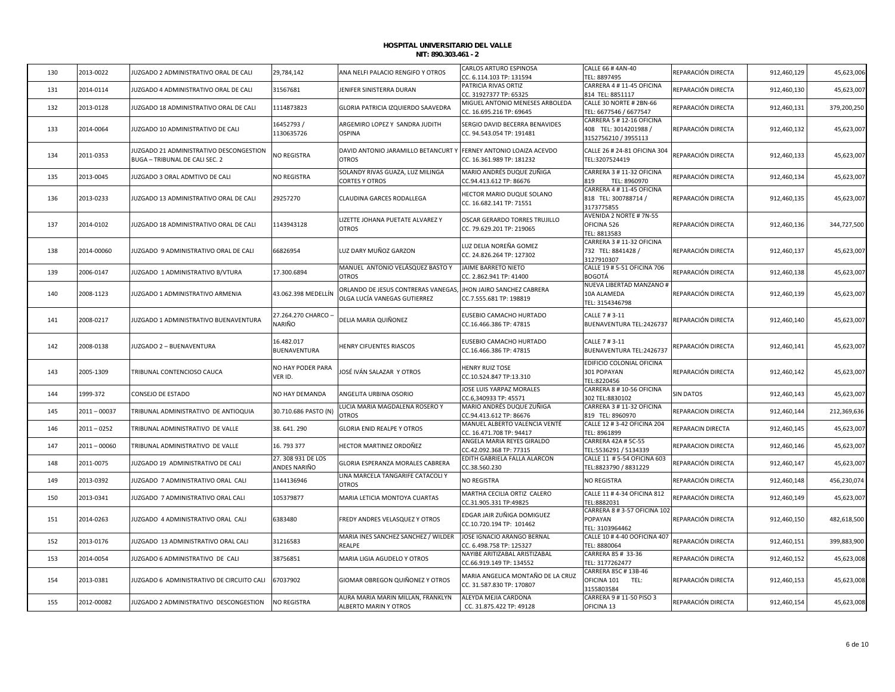**HOSPITAL UNIVERSITARIO DEL VALLE**
**NIT: 890.303.461 - 2**

| | | | | | | | | | |
|---|---|---|---|---|---|---|---|---|---|
| 130 | 2013-0022 | JUZGADO 2 ADMINISTRATIVO ORAL DE CALI | 29,784,142 | ANA NELFI PALACIO RENGIFO Y OTROS | CARLOS ARTURO ESPINOSA CC. 6.114.103 TP: 131594 | CALLE 66 # 4AN-40 TEL: 8897495 | REPARACIÓN DIRECTA | 912,460,129 | 45,623,006 |
| 131 | 2014-0114 | JUZGADO 4 ADMINISTRATIVO ORAL DE CALI | 31567681 | JENIFER SINISTERRA DURAN | PATRICIA RIVAS ORTIZ CC. 31927377 TP: 65325 | CARRERA 4 # 11-45 OFICINA 814 TEL: 8851117 | REPARACIÓN DIRECTA | 912,460,130 | 45,623,007 |
| 132 | 2013-0128 | JUZGADO 18 ADMINISTRATIVO ORAL DE CALI | 1114873823 | GLORIA PATRICIA IZQUIERDO SAAVEDRA | MIGUEL ANTONIO MENESES ARBOLEDA CC. 16.695.216 TP: 69645 | CALLE 30 NORTE # 2BN-66 TEL: 6677546 / 6677547 | REPARACIÓN DIRECTA | 912,460,131 | 379,200,250 |
| 133 | 2014-0064 | JUZGADO 10 ADMINISTRATIVO DE CALI | 16452793 / 1130635726 | ARGEMIRO LOPEZ Y SANDRA JUDITH OSPINA | SERGIO DAVID BECERRA BENAVIDES CC. 94.543.054 TP: 191481 | CARRERA 5 # 12-16 OFICINA 408 TEL: 3014201988 / 3152756210 / 3955113 | REPARACIÓN DIRECTA | 912,460,132 | 45,623,007 |
| 134 | 2011-0353 | JUZGADO 21 ADMINISTRATIVO DESCONGESTION BUGA – TRIBUNAL DE CALI SEC. 2 | NO REGISTRA | DAVID ANTONIO JARAMILLO BETANCURT Y OTROS | FERNEY ANTONIO LOAIZA ACEVDO CC. 16.361.989 TP: 181232 | CALLE 26 # 24-81 OFICINA 304 TEL:3207524419 | REPARACIÓN DIRECTA | 912,460,133 | 45,623,007 |
| 135 | 2013-0045 | JUZGADO 3 ORAL ADMTIVO DE CALI | NO REGISTRA | SOLANDY RIVAS GUAZA, LUZ MILINGA CORTES Y OTROS | MARIO ANDRÉS DUQUE ZUÑIGA CC.94.413.612 TP: 86676 | CARRERA 3 # 11-32 OFICINA 819 TEL: 8960970 | REPARACIÓN DIRECTA | 912,460,134 | 45,623,007 |
| 136 | 2013-0233 | JUZGADO 13 ADMINISTRATIVO ORAL DE CALI | 29257270 | CLAUDINA GARCES RODALLEGA | HECTOR MARIO DUQUE SOLANO CC. 16.682.141 TP: 71551 | CARRERA 4 # 11-45 OFICINA 818 TEL: 300788714 / 3173775855 | REPARACIÓN DIRECTA | 912,460,135 | 45,623,007 |
| 137 | 2014-0102 | JUZGADO 18 ADMINISTRATIVO ORAL DE CALI | 1143943128 | LIZETTE JOHANA PUETATE ALVAREZ Y OTROS | OSCAR GERARDO TORRES TRUJILLO CC. 79.629.201 TP: 219065 | AVENIDA 2 NORTE # 7N-55 OFICINA 526 TEL: 8813583 | REPARACIÓN DIRECTA | 912,460,136 | 344,727,500 |
| 138 | 2014-00060 | JUZGADO 9 ADMINISTRATIVO ORAL DE CALI | 66826954 | LUZ DARY MUÑOZ GARZON | LUZ DELIA NOREÑA GOMEZ CC. 24.826.264 TP: 127302 | CARRERA 3 # 11-32 OFICINA 732 TEL: 8841428 / 3127910307 | REPARACIÓN DIRECTA | 912,460,137 | 45,623,007 |
| 139 | 2006-0147 | JUZGADO 1 ADMINISTRATIVO B/VTURA | 17.300.6894 | MANUEL ANTONIO VELÁSQUEZ BASTO Y OTROS | JAIME BARRETO NIETO CC. 2.862.941 TP: 41400 | CALLE 19 # 5-51 OFICINA 706 BOGOTÁ | REPARACIÓN DIRECTA | 912,460,138 | 45,623,007 |
| 140 | 2008-1123 | JUZGADO 1 ADMINISTRATIVO ARMENIA | 43.062.398 MEDELLÍN | ORLANDO DE JESUS CONTRERAS VANEGAS, OLGA LUCÍA VANEGAS GUTIERREZ | JHON JAIRO SANCHEZ CABRERA CC.7.555.681 TP: 198819 | NUEVA LIBERTAD MANZANO # 10A ALAMEDA TEL: 3154346798 | REPARACIÓN DIRECTA | 912,460,139 | 45,623,007 |
| 141 | 2008-0217 | JUZGADO 1 ADMINISTRATIVO BUENAVENTURA | 27.264.270 CHARCO – NARIÑO | DELIA MARIA QUIÑONEZ | EUSEBIO CAMACHO HURTADO CC.16.466.386 TP: 47815 | CALLE 7 # 3-11 BUENAVENTURA TEL:2426737 | REPARACIÓN DIRECTA | 912,460,140 | 45,623,007 |
| 142 | 2008-0138 | JUZGADO 2 – BUENAVENTURA | 16.482.017 BUENAVENTURA | HENRY CIFUENTES RIASCOS | EUSEBIO CAMACHO HURTADO CC.16.466.386 TP: 47815 | CALLE 7 # 3-11 BUENAVENTURA TEL:2426737 | REPARACIÓN DIRECTA | 912,460,141 | 45,623,007 |
| 143 | 2005-1309 | TRIBUNAL CONTENCIOSO CAUCA | NO HAY PODER PARA VER ID. | JOSÉ IVÁN SALAZAR Y OTROS | HENRY RUIZ TOSE CC.10.524.847 TP:13.310 | EDIFICIO COLONIAL OFICINA 301 POPAYAN TEL:8220456 | REPARACIÓN DIRECTA | 912,460,142 | 45,623,007 |
| 144 | 1999-372 | CONSEJO DE ESTADO | NO HAY DEMANDA | ANGELITA URBINA OSORIO | JOSE LUIS YARPAZ MORALES CC.6,340933 TP: 45571 | CARRERA 8 # 10-56 OFICINA 302 TEL:8830102 | SIN DATOS | 912,460,143 | 45,623,007 |
| 145 | 2011 – 00037 | TRIBUNAL ADMINISTRATIVO DE ANTIOQUIA | 30.710.686 PASTO (N) | LUCIA MARIA MAGDALENA ROSERO Y OTROS | MARIO ANDRÉS DUQUE ZUÑIGA CC.94.413.612 TP: 86676 | CARRERA 3 # 11-32 OFICINA 819 TEL: 8960970 | REPARACION DIRECTA | 912,460,144 | 212,369,636 |
| 146 | 2011 – 0252 | TRIBUNAL ADMINISTRATIVO DE VALLE | 38. 641. 290 | GLORIA ENID REALPE Y OTROS | MANUEL ALBERTO VALENCIA VENTÉ CC. 16.471.708 TP: 94417 | CALLE 12 # 3-42 OFICINA 204 TEL: 8961899 | REPARACIN DIRECTA | 912,460,145 | 45,623,007 |
| 147 | 2011 – 00060 | TRIBUNAL ADMINISTRATIVO DE VALLE | 16. 793 377 | HECTOR MARTINEZ ORDOÑEZ | ANGELA MARIA REYES GIRALDO CC.42.092.368 TP: 77315 | CARRERA 42A # 5C-55 TEL:5536291 / 5134339 | REPARACION DIRECTA | 912,460,146 | 45,623,007 |
| 148 | 2011-0075 | JUZGADO 19 ADMINISTRATIVO DE CALI | 27. 308 931 DE LOS ANDES NARIÑO | GLORIA ESPERANZA MORALES CABRERA | EDITH GABRIELA FALLA ALARCON CC.38.560.230 | CALLE 11 # 5-54 OFICINA 603 TEL:8823790 / 8831229 | REPARACIÓN DIRECTA | 912,460,147 | 45,623,007 |
| 149 | 2013-0392 | JUZGADO 7 ADMINISTRATIVO ORAL CALI | 1144136946 | LINA MARCELA TANGARIFE CATACOLI Y OTROS | NO REGISTRA | NO REGISTRA | REPARACIÓN DIRECTA | 912,460,148 | 456,230,074 |
| 150 | 2013-0341 | JUZGADO 7 ADMINISTRATIVO ORAL CALI | 105379877 | MARIA LETICIA MONTOYA CUARTAS | MARTHA CECILIA ORTIZ CALERO CC.31.905.331 TP:49825 | CALLE 11 # 4-34 OFICINA 812 TEL:8882031 | REPARACIÓN DIRECTA | 912,460,149 | 45,623,007 |
| 151 | 2014-0263 | JUZGADO 4 ADMINISTRATIVO ORAL CALI | 6383480 | FREDY ANDRES VELASQUEZ Y OTROS | EDGAR JAIR ZUÑIGA DOMIGUEZ CC.10.720.194 TP: 101462 | CARRERA 8 # 3-57 OFICINA 102 POPAYAN TEL: 3103964462 | REPARACIÓN DIRECTA | 912,460,150 | 482,618,500 |
| 152 | 2013-0176 | JUZGADO 13 ADMINISTRATIVO ORAL CALI | 31216583 | MARIA INES SANCHEZ SANCHEZ / WILDER REALPE | JOSE IGNACIO ARANGO BERNAL CC. 6.498.758 TP: 125327 | CALLE 10 # 4-40 OOFICINA 407 TEL: 8880064 | REPARACIÓN DIRECTA | 912,460,151 | 399,883,900 |
| 153 | 2014-0054 | JUZGADO 6 ADMINISTRATIVO DE CALI | 38756851 | MARIA LIGIA AGUDELO Y OTROS | NAYIBE ARITIZABAL ARISTIZABAL CC.66.919.149 TP: 134552 | CARRERA 85 # 33-36 TEL: 3177262477 | REPARACIÓN DIRECTA | 912,460,152 | 45,623,008 |
| 154 | 2013-0381 | JUZGADO 6 ADMINISTRATIVO DE CIRCUITO CALI | 67037902 | GIOMAR OBREGON QUIÑONEZ Y OTROS | MARIA ANGELICA MONTAÑO DE LA CRUZ CC. 31.587.830 TP: 170807 | CARRERA 85C # 13B-46 OFICINA 101 TEL: 3155803584 | REPARACIÓN DIRECTA | 912,460,153 | 45,623,008 |
| 155 | 2012-00082 | JUZGADO 2 ADMINISTRATIVO DESCONGESTION | NO REGISTRA | AURA MARIA MARIN MILLAN, FRANKLYN ALBERTO MARIN Y OTROS | ALEYDA MEJIA CARDONA CC. 31.875.422 TP: 49128 | CARRERA 9 # 11-50 PISO 3 OFICINA 13 | REPARACIÓN DIRECTA | 912,460,154 | 45,623,008 |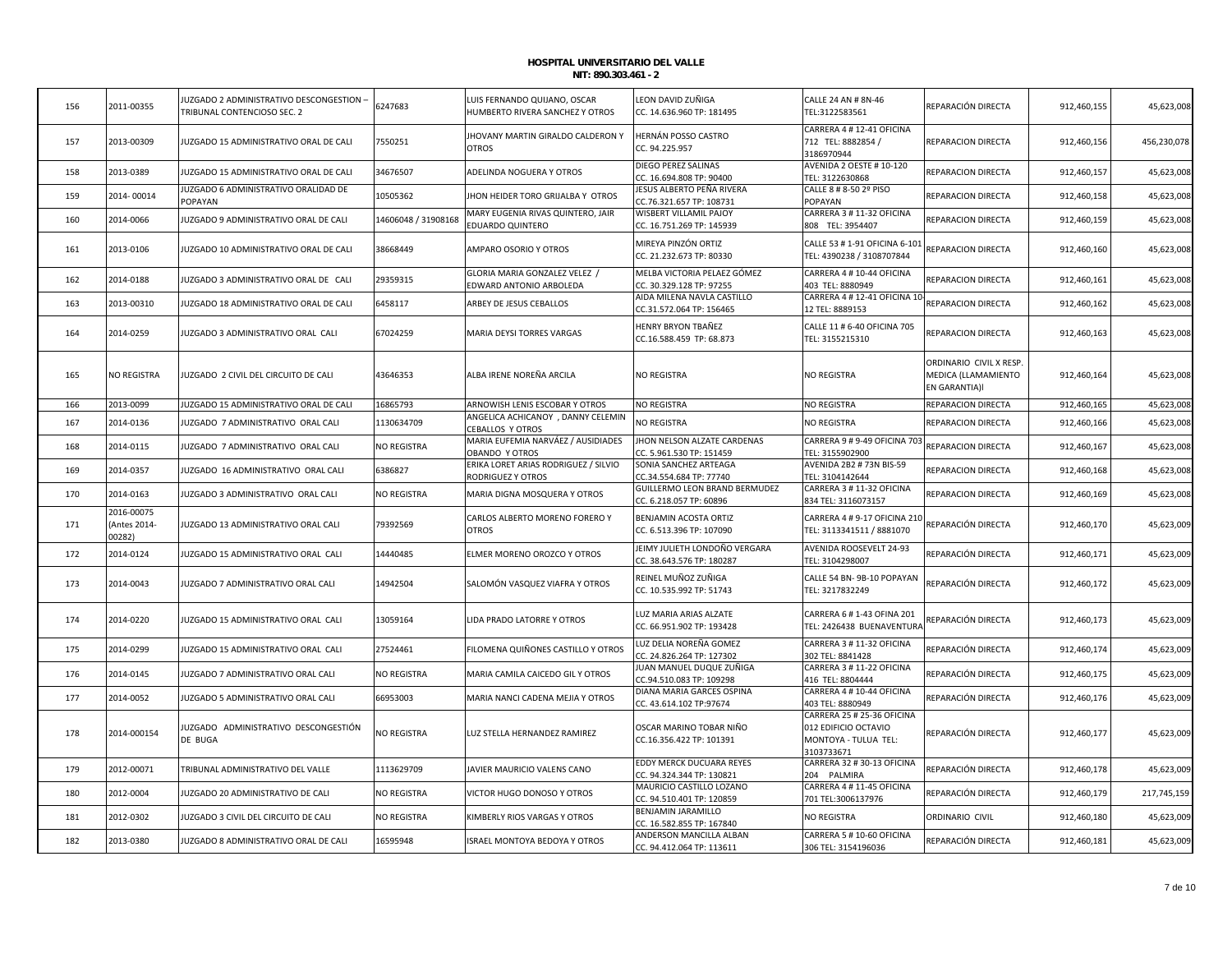**HOSPITAL UNIVERSITARIO DEL VALLE**
**NIT: 890.303.461 - 2**

| | | | | | | | | | |
|---|---|---|---|---|---|---|---|---|---|
| 156 | 2011-00355 | JUZGADO 2 ADMINISTRATIVO DESCONGESTION – TRIBUNAL CONTENCIOSO SEC. 2 | 6247683 | LUIS FERNANDO QUIJANO, OSCAR HUMBERTO RIVERA SANCHEZ Y OTROS | LEON DAVID ZUÑIGA CC. 14.636.960 TP: 181495 | CALLE 24 AN # 8N-46 TEL:3122583561 | REPARACIÓN DIRECTA | 912,460,155 | 45,623,008 |
| 157 | 2013-00309 | JUZGADO 15 ADMINISTRATIVO ORAL DE CALI | 7550251 | JHOVANY MARTIN GIRALDO CALDERON Y OTROS | HERNÁN POSSO CASTRO CC. 94.225.957 | CARRERA 4 # 12-41 OFICINA 712 TEL: 8882854 / 3186970944 | REPARACION DIRECTA | 912,460,156 | 456,230,078 |
| 158 | 2013-0389 | JUZGADO 15 ADMINISTRATIVO ORAL DE CALI | 34676507 | ADELINDA NOGUERA Y OTROS | DIEGO PEREZ SALINAS CC. 16.694.808 TP: 90400 | AVENIDA 2 OESTE # 10-120 TEL: 3122630868 | REPARACION DIRECTA | 912,460,157 | 45,623,008 |
| 159 | 2014- 00014 | JUZGADO 6 ADMINISTRATIVO ORALIDAD DE POPAYAN | 10505362 | JHON HEIDER TORO GRIJALBA Y OTROS | JESUS ALBERTO PEÑA RIVERA CC.76.321.657 TP: 108731 | CALLE 8 # 8-50 2º PISO POPAYAN | REPARACION DIRECTA | 912,460,158 | 45,623,008 |
| 160 | 2014-0066 | JUZGADO 9 ADMINISTRATIVO ORAL DE CALI | 14606048 / 31908168 | MARY EUGENIA RIVAS QUINTERO, JAIR EDUARDO QUINTERO | WISBERT VILLAMIL PAJOY CC. 16.751.269 TP: 145939 | CARRERA 3 # 11-32 OFICINA 808 TEL: 3954407 | REPARACION DIRECTA | 912,460,159 | 45,623,008 |
| 161 | 2013-0106 | JUZGADO 10 ADMINISTRATIVO ORAL DE CALI | 38668449 | AMPARO OSORIO Y OTROS | MIREYA PINZÓN ORTIZ CC. 21.232.673 TP: 80330 | CALLE 53 # 1-91 OFICINA 6-101 TEL: 4390238 / 3108707844 | REPARACION DIRECTA | 912,460,160 | 45,623,008 |
| 162 | 2014-0188 | JUZGADO 3 ADMINISTRATIVO ORAL DE CALI | 29359315 | GLORIA MARIA GONZALEZ VELEZ / EDWARD ANTONIO ARBOLEDA | MELBA VICTORIA PELAEZ GÓMEZ CC. 30.329.128 TP: 97255 | CARRERA 4 # 10-44 OFICINA 403 TEL: 8880949 | REPARACION DIRECTA | 912,460,161 | 45,623,008 |
| 163 | 2013-00310 | JUZGADO 18 ADMINISTRATIVO ORAL DE CALI | 6458117 | ARBEY DE JESUS CEBALLOS | AIDA MILENA NAVLA CASTILLO CC.31.572.064 TP: 156465 | CARRERA 4 # 12-41 OFICINA 10-12 TEL: 8889153 | REPARACION DIRECTA | 912,460,162 | 45,623,008 |
| 164 | 2014-0259 | JUZGADO 3 ADMINISTRATIVO ORAL CALI | 67024259 | MARIA DEYSI TORRES VARGAS | HENRY BRYON TBAÑEZ CC.16.588.459 TP: 68.873 | CALLE 11 # 6-40 OFICINA 705 TEL: 3155215310 | REPARACION DIRECTA | 912,460,163 | 45,623,008 |
| 165 | NO REGISTRA | JUZGADO 2 CIVIL DEL CIRCUITO DE CALI | 43646353 | ALBA IRENE NOREÑA ARCILA | NO REGISTRA | NO REGISTRA | ORDINARIO CIVIL X RESP. MEDICA (LLAMAMIENTO EN GARANTIA)I | 912,460,164 | 45,623,008 |
| 166 | 2013-0099 | JUZGADO 15 ADMINISTRATIVO ORAL DE CALI | 16865793 | ARNOWISH LENIS ESCOBAR Y OTROS | NO REGISTRA | NO REGISTRA | REPARACION DIRECTA | 912,460,165 | 45,623,008 |
| 167 | 2014-0136 | JUZGADO 7 ADMINISTRATIVO ORAL CALI | 1130634709 | ANGELICA ACHICANOY , DANNY CELEMIN CEBALLOS Y OTROS | NO REGISTRA | NO REGISTRA | REPARACION DIRECTA | 912,460,166 | 45,623,008 |
| 168 | 2014-0115 | JUZGADO 7 ADMINISTRATIVO ORAL CALI | NO REGISTRA | MARIA EUFEMIA NARVÁEZ / AUSIDIADES OBANDO Y OTROS | JHON NELSON ALZATE CARDENAS CC. 5.961.530 TP: 151459 | CARRERA 9 # 9-49 OFICINA 703 TEL: 3155902900 | REPARACION DIRECTA | 912,460,167 | 45,623,008 |
| 169 | 2014-0357 | JUZGADO 16 ADMINISTRATIVO ORAL CALI | 6386827 | ERIKA LORET ARIAS RODRIGUEZ / SILVIO RODRIGUEZ Y OTROS | SONIA SANCHEZ ARTEAGA CC.34.554.684 TP: 77740 | AVENIDA 2B2 # 73N BIS-59 TEL: 3104142644 | REPARACION DIRECTA | 912,460,168 | 45,623,008 |
| 170 | 2014-0163 | JUZGADO 3 ADMINISTRATIVO ORAL CALI | NO REGISTRA | MARIA DIGNA MOSQUERA Y OTROS | GUILLERMO LEON BRAND BERMUDEZ CC. 6.218.057 TP: 60896 | CARRERA 3 # 11-32 OFICINA 834 TEL: 3116073157 | REPARACION DIRECTA | 912,460,169 | 45,623,008 |
| 171 | 2016-00075 (Antes 2014-00282) | JUZGADO 13 ADMINISTRATIVO ORAL CALI | 79392569 | CARLOS ALBERTO MORENO FORERO Y OTROS | BENJAMIN ACOSTA ORTIZ CC. 6.513.396 TP: 107090 | CARRERA 4 # 9-17 OFICINA 210 TEL: 3113341511 / 8881070 | REPARACIÓN DIRECTA | 912,460,170 | 45,623,009 |
| 172 | 2014-0124 | JUZGADO 15 ADMINISTRATIVO ORAL CALI | 14440485 | ELMER MORENO OROZCO Y OTROS | JEIMY JULIETH LONDOÑO VERGARA CC. 38.643.576 TP: 180287 | AVENIDA ROOSEVELT 24-93 TEL: 3104298007 | REPARACIÓN DIRECTA | 912,460,171 | 45,623,009 |
| 173 | 2014-0043 | JUZGADO 7 ADMINISTRATIVO ORAL CALI | 14942504 | SALOMÓN VASQUEZ VIAFRA Y OTROS | REINEL MUÑOZ ZUÑIGA CC. 10.535.992 TP: 51743 | CALLE 54 BN- 9B-10 POPAYAN TEL: 3217832249 | REPARACIÓN DIRECTA | 912,460,172 | 45,623,009 |
| 174 | 2014-0220 | JUZGADO 15 ADMINISTRATIVO ORAL CALI | 13059164 | LIDA PRADO LATORRE Y OTROS | LUZ MARIA ARIAS ALZATE CC. 66.951.902 TP: 193428 | CARRERA 6 # 1-43 OFINA 201 TEL: 2426438 BUENAVENTURA | REPARACIÓN DIRECTA | 912,460,173 | 45,623,009 |
| 175 | 2014-0299 | JUZGADO 15 ADMINISTRATIVO ORAL CALI | 27524461 | FILOMENA QUIÑONES CASTILLO Y OTROS | LUZ DELIA NOREÑA GOMEZ CC. 24.826.264 TP: 127302 | CARRERA 3 # 11-32 OFICINA 302 TEL: 8841428 | REPARACIÓN DIRECTA | 912,460,174 | 45,623,009 |
| 176 | 2014-0145 | JUZGADO 7 ADMINISTRATIVO ORAL CALI | NO REGISTRA | MARIA CAMILA CAICEDO GIL Y OTROS | JUAN MANUEL DUQUE ZUÑIGA CC.94.510.083 TP: 109298 | CARRERA 3 # 11-22 OFICINA 416 TEL: 8804444 | REPARACIÓN DIRECTA | 912,460,175 | 45,623,009 |
| 177 | 2014-0052 | JUZGADO 5 ADMINISTRATIVO ORAL CALI | 66953003 | MARIA NANCI CADENA MEJIA Y OTROS | DIANA MARIA GARCES OSPINA CC. 43.614.102 TP:97674 | CARRERA 4 # 10-44 OFICINA 403 TEL: 8880949 | REPARACIÓN DIRECTA | 912,460,176 | 45,623,009 |
| 178 | 2014-000154 | JUZGADO ADMINISTRATIVO DESCONGESTIÓN DE BUGA | NO REGISTRA | LUZ STELLA HERNANDEZ RAMIREZ | OSCAR MARINO TOBAR NIÑO CC.16.356.422 TP: 101391 | CARRERA 25 # 25-36 OFICINA 012 EDIFICIO OCTAVIO MONTOYA - TULUA TEL: 3103733671 | REPARACIÓN DIRECTA | 912,460,177 | 45,623,009 |
| 179 | 2012-00071 | TRIBUNAL ADMINISTRATIVO DEL VALLE | 1113629709 | JAVIER MAURICIO VALENS CANO | EDDY MERCK DUCUARA REYES CC. 94.324.344 TP: 130821 | CARRERA 32 # 30-13 OFICINA 204 PALMIRA | REPARACIÓN DIRECTA | 912,460,178 | 45,623,009 |
| 180 | 2012-0004 | JUZGADO 20 ADMINISTRATIVO DE CALI | NO REGISTRA | VICTOR HUGO DONOSO Y OTROS | MAURICIO CASTILLO LOZANO CC. 94.510.401 TP: 120859 | CARRERA 4 # 11-45 OFICINA 701 TEL:3006137976 | REPARACIÓN DIRECTA | 912,460,179 | 217,745,159 |
| 181 | 2012-0302 | JUZGADO 3 CIVIL DEL CIRCUITO DE CALI | NO REGISTRA | KIMBERLY RIOS VARGAS Y OTROS | BENJAMIN JARAMILLO CC. 16.582.855 TP: 167840 | NO REGISTRA | ORDINARIO CIVIL | 912,460,180 | 45,623,009 |
| 182 | 2013-0380 | JUZGADO 8 ADMINISTRATIVO ORAL DE CALI | 16595948 | ISRAEL MONTOYA BEDOYA Y OTROS | ANDERSON MANCILLA ALBAN CC. 94.412.064 TP: 113611 | CARRERA 5 # 10-60 OFICINA 306 TEL: 3154196036 | REPARACIÓN DIRECTA | 912,460,181 | 45,623,009 |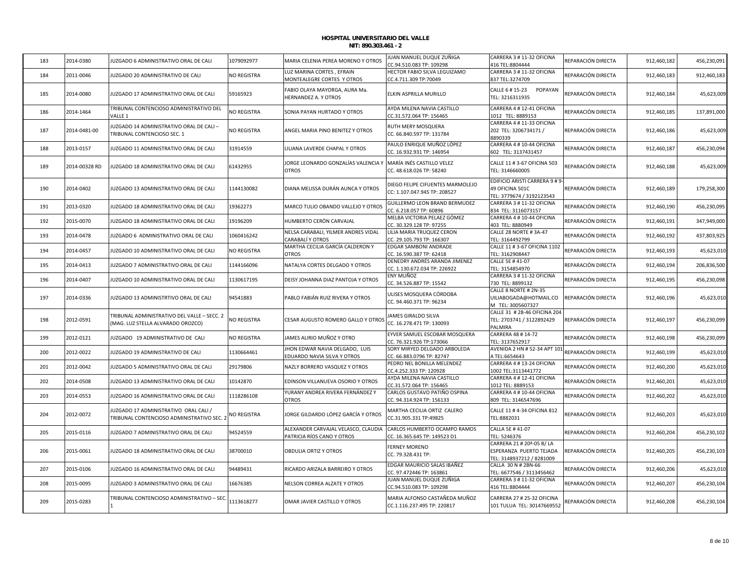**HOSPITAL UNIVERSITARIO DEL VALLE**
**NIT: 890.303.461 - 2**

| | | | | | | | | | |
|---|---|---|---|---|---|---|---|---|---|
| 183 | 2014-0380 | JUZGADO 6 ADMINISTRATIVO ORAL DE CALI | 1079092977 | MARIA CELENIA PEREA MORENO Y OTROS | JUAN MANUEL DUQUE ZUÑIGA CC.94.510.083 TP: 109298 | CARRERA 3 # 11-32 OFICINA 416 TEL:8804444 | REPARACIÓN DIRECTA | 912,460,182 | 456,230,091 |
| 184 | 2011-0046 | JUZGADO 20 ADMINISTRATIVO DE CALI | NO REGISTRA | LUZ MARINA CORTES , EFRAIN MONTEALEGRE CORTES Y OTROS | HECTOR FABIO SILVA LEGUIZAMO CC.4.711.309 TP:70049 | CARRERA 3 # 11-32 OFICINA 837 TEL:3274709 | REPARACIÓN DIRECTA | 912,460,183 | 912,460,183 |
| 185 | 2014-0080 | JUZGADO 17 ADMINISTRATIVO ORAL DE CALI | 59165923 | FABIO OLAYA MAYORGA, AURA Ma. HERNANDEZ A. Y OTROS | ELKIN ASPRILLA MURILLO | CALLE 6 # 15-23 POPAYAN TEL: 3216311935 | REPARACIÓN DIRECTA | 912,460,184 | 45,623,009 |
| 186 | 2014-1464 | TRIBUNAL CONTENCIOSO ADMINISTRATIVO DEL VALLE 1 | NO REGISTRA | SONIA PAYAN HURTADO Y OTROS | AYDA MILENA NAVIA CASTILLO CC.31.572.064 TP: 156465 | CARRERA 4 # 12-41 OFICINA 1012 TEL: 8889153 | REPARACIÓN DIRECTA | 912,460,185 | 137,891,000 |
| 187 | 2014-0481-00 | JUZGADO 14 ADMINISTRATIVO ORAL DE CALI – TRIBUNAL CONTENCIOSO SEC. 1 | NO REGISTRA | ANGEL MARIA PINO BENITEZ Y OTROS | RUTH MERY MOSQUERA CC. 66.840.597 TP: 131784 | CARRERA 4 # 11-33 OFICINA 202 TEL: 3206734171 / 8890339 | REPARACIÓN DIRECTA | 912,460,186 | 45,623,009 |
| 188 | 2013-0157 | JUZGADO 11 ADMINISTRATIVO ORAL DE CALI | 31914559 | LILIANA LAVERDE CHAPAL Y OTROS | PAULO ENRIQUE MUÑOZ LÓPEZ CC. 16.932.931 TP: 146954 | CARRERA 4 # 10-44 OFICINA 602 TEL: 3137431457 | REPARACIÓN DIRECTA | 912,460,187 | 456,230,094 |
| 189 | 2014-00328 RD | JUZGADO 18 ADMINISTRATIVO ORAL DE CALI | 61432955 | JORGE LEONARDO GONZALÍAS VALENCIA Y OTROS | MARÍA INÉS CASTILLO VELEZ CC. 48.618.026 TP: 58240 | CALLE 11 # 3-67 OFICINA 503 TEL: 3146660005 | REPARACIÓN DIRECTA | 912,460,188 | 45,623,009 |
| 190 | 2014-0402 | JUZGADO 13 ADMINISTRATIVO ORAL DE CALI | 1144130082 | DIANA MELISSA DURÁN AUNCA Y OTROS | DIEGO FELIPE CIFUENTES MARMOLEJO CC: 1.107.047.945 TP: 208527 | EDIFICIO ARISTI CARRERA 9 # 9-49 OFICINA 501C TEL: 3779674 / 3192123543 | REPARACIÓN DIRECTA | 912,460,189 | 179,258,300 |
| 191 | 2013-0320 | JUZGADO 18 ADMINISTRATIVO ORAL DE CALI | 19362273 | MARCO TULIO OBANDO VALLEJO Y OTROS | GUILLERMO LEON BRAND BERMUDEZ CC. 6.218.057 TP: 60896 | CARRERA 3 # 11-32 OFICINA 834 TEL: 3116073157 | REPARACIÓN DIRECTA | 912,460,190 | 456,230,095 |
| 192 | 2015-0070 | JUZGADO 18 ADMINISTRATIVO ORAL DE CALI | 19196209 | HUMBERTO CERÓN CARVAJAL | MELBA VICTORIA PELAEZ GÓMEZ CC. 30.329.128 TP: 97255 | CARRERA 4 # 10-44 OFICINA 403 TEL: 8880949 | REPARACIÓN DIRECTA | 912,460,191 | 347,949,000 |
| 193 | 2014-0478 | JUZGADO 6 ADMINISTRATIVO ORAL DE CALI | 1060416242 | NELSA CARABALI, YILMER ANDRES VIDAL CARABALÍ Y OTROS | LILIA MARIA TRUQUEZ CERON CC. 29.105.793 TP: 166307 | CALLE 28 NORTE # 3A-47 TEL: 3164492799 | REPARACIÓN DIRECTA | 912,460,192 | 437,803,925 |
| 194 | 2014-0457 | JUZGADO 10 ADMINISTRATIVO ORAL DE CALI | NO REGISTRA | MARTHA CECILIA GARCÍA CALDERON Y OTROS | EDGAR SAMBONI ANDRADE CC. 16.590.387 TP: 62418 | CALLE 11 # 3-67 OFICINA 1102 TEL: 3162908447 | REPARACIÓN DIRECTA | 912,460,193 | 45,623,010 |
| 195 | 2014-0413 | JUZGADO 7 ADMINISTRATIVO ORAL DE CALI | 1144166096 | NATALYA CORTES DELGADO Y OTROS | DENEDRY ANDRÉS ARANDA JIMENEZ CC. 1.130.672.034 TP: 226922 | CALLE 5E # 41-07 TEL: 3154854970 | REPARACIÓN DIRECTA | 912,460,194 | 206,836,500 |
| 196 | 2014-0407 | JUZGADO 10 ADMINISTRATIVO ORAL DE CALI | 1130617195 | DEISY JOHANNA DIAZ PANTOJA Y OTROS | ENY MUÑOZ CC. 34.526.887 TP: 15542 | CARRERA 3 # 11-32 OFICINA 730 TEL: 8899132 | REPARACIÓN DIRECTA | 912,460,195 | 456,230,098 |
| 197 | 2014-0336 | JUZGADO 13 ADMINISTRTIVO ORAL DE CALI | 94541883 | PABLO FABIÁN RUIZ RIVERA Y OTROS | ULISES MOSQUERA CÓRDOBA CC. 94.460.371 TP: 96234 | CALLE 8 NORTE # 2N-35 UILIABOGADA@HOTMAIL.COM TEL: 3005607327 | REPARACIÓN DIRECTA | 912,460,196 | 45,623,010 |
| 198 | 2012-0591 | TRIBUNAL ADMINISTRATIVO DEL VALLE – SECC. 2 (MAG. LUZ STELLA ALVARADO OROZCO) | NO REGISTRA | CESAR AUGUSTO ROMERO GALLO Y OTROS | JAMES GIRALDO SILVA CC. 16.278.471 TP: 130093 | CALLE 31 # 28-46 OFICINA 204 TEL: 2703741 / 3122892429 PALMIRA | REPARACIÓN DIRECTA | 912,460,197 | 456,230,099 |
| 199 | 2012-0121 | JUZGADO 19 ADMINISTRATIVO DE CALI | NO REGISTRA | JAMES ALIRIO MUÑOZ Y OTRO | EYVER SAMUEL ESCOBAR MOSQUERA CC. 76.321.926 TP:173066 | CARRERA 48 # 14-72 TEL: 3137652917 | REPARACIÓN DIRECTA | 912,460,198 | 456,230,099 |
| 200 | 2012-0022 | JUZGADO 19 ADMINISTRATIVO DE CALI | 1130664461 | JHON EDWAR NAVIA DELGADO, LUIS EDUARDO NAVIA SILVA Y OTROS | SORY MIRYED DELGADO ARBOLEDA CC. 66.883.0796 TP: 82747 | AVENIDA 2 HN # 52-34 APT 101 A TEL:6654643 | REPARACIÓN DIRECTA | 912,460,199 | 45,623,010 |
| 201 | 2012-0042 | JUZGADO 5 ADMINISTRATIVO ORAL DE CALI | 29179806 | NAZLY BORRERO VASQUEZ Y OTROS | PEDRO NEL BONILLA MELENDEZ CC.4.252.333 TP: 120928 | CARRERA 4 # 13-24 OFICINA 1002 TEL:3113441772 | REPARACIÓN DIRECTA | 912,460,200 | 45,623,010 |
| 202 | 2014-0508 | JUZGADO 13 ADMINISTRATIVO ORAL DE CALI | 10142870 | EDINSON VILLANUEVA OSORIO Y OTROS | AYDA MILENA NAVIA CASTILLO CC.31.572.064 TP: 156465 | CARRERA 4 # 12-41 OFICINA 1012 TEL: 8889153 | REPARACIÓN DIRECTA | 912,460,201 | 45,623,010 |
| 203 | 2014-0553 | JUZGADO 16 ADMINISTRATIVO ORAL DE CALI | 1118286108 | YURANY ANDREA RIVERA FERNÁNDEZ Y OTROS | CARLOS GUSTAVO PATIÑO OSPINA CC. 94.314.924 TP: 156133 | CARRERA 4 # 10-44 OFICINA 809 TEL: 3146547696 | REPARACIÓN DIRECTA | 912,460,202 | 45,623,010 |
| 204 | 2012-0072 | JUZGADO 17 ADMINISTRATIVO ORAL CALI / TRIBUNAL CONTENCIOSO ADMINISTRATIVO SEC. 2 | NO REGISTRA | JORGE GILDARDO LÓPEZ GARCÍA Y OTROS | MARTHA CECILIA ORTIZ CALERO CC.31.905.331 TP:49825 | CALLE 11 # 4-34 OFICINA 812 TEL:8882031 | REPARACIÓN DIRECTA | 912,460,203 | 45,623,010 |
| 205 | 2015-0116 | JUZGADO 7 ADMINISTRATIVO ORAL DE CALI | 94524559 | ALEXANDER CARVAJAL VELASCO, CLAUDIA PATRICIA RÍOS CANO Y OTROS | CARLOS HUMBERTO OCAMPO RAMOS CC. 16.365.645 TP: 149523 D1 | CALLA 5E # 41-07 TEL: 5246376 | REPARACIÓN DIRECTA | 912,460,204 | 456,230,102 |
| 206 | 2015-0061 | JUZGADO 18 ADMINISTRATIVO ORAL DE CALI | 38700010 | OBDULIA ORTIZ Y OTROS | FERNEY MORENO CC. 79.328.431 TP: | CARRERA 21 # 20ª-05 B/ LA ESPERANZA PUERTO TEJADA TEL: 3148937212 / 8281009 | REPARACIÓN DIRECTA | 912,460,205 | 456,230,103 |
| 207 | 2015-0106 | JUZGADO 16 ADMINISTRATIVO ORAL DE CALI | 94489431 | RICARDO ARIZALA BARREIRO Y OTROS | EDGAR MAURICIO SALAS IBAÑEZ CC. 97.472446 TP: 163861 | CALLA 30 N # 2BN-66 TEL: 6677546 / 3113456462 | REPARACIÓN DIRECTA | 912,460,206 | 45,623,010 |
| 208 | 2015-0095 | JUZGADO 3 ADMINISTRATIVO ORAL DE CALI | 16676385 | NELSON CORREA ALZATE Y OTROS | JUAN MANUEL DUQUE ZUÑIGA CC.94.510.083 TP: 109298 | CARRERA 3 # 11-32 OFICINA 416 TEL:8804444 | REPARACIÓN DIRECTA | 912,460,207 | 456,230,104 |
| 209 | 2015-0283 | TRIBUNAL CONTENCIOSO ADMINISTRATIVO – SEC. 1 | 1113618277 | OMAR JAVIER CASTILLO Y OTROS | MARIA ALFONSO CASTAÑEDA MUÑOZ CC.1.116.237.495 TP: 220817 | CARRERA 27 # 25-32 OFICINA 101 TULUA TEL: 30147669552 | REPARACIÓN DIRECTA | 912,460,208 | 456,230,104 |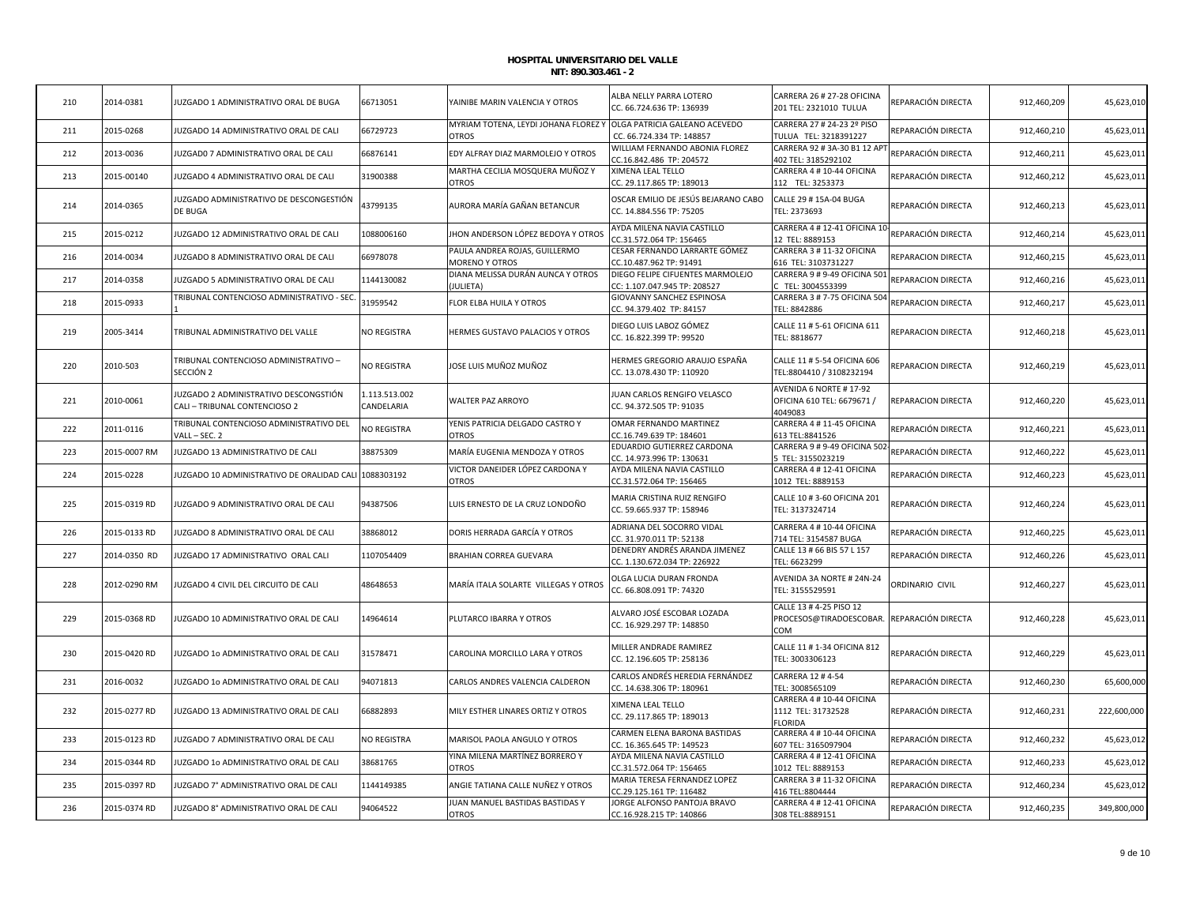**HOSPITAL UNIVERSITARIO DEL VALLE**
**NIT: 890.303.461 - 2**

| | | | | | | | | | |
|---|---|---|---|---|---|---|---|---|---|
| 210 | 2014-0381 | JUZGADO 1 ADMINISTRATIVO ORAL DE BUGA | 66713051 | YAINIBE MARIN VALENCIA Y OTROS | ALBA NELLY PARRA LOTERO CC. 66.724.636 TP: 136939 | CARRERA 26 # 27-28 OFICINA 201 TEL: 2321010 TULUA | REPARACIÓN DIRECTA | 912,460,209 | 45,623,010 |
| 211 | 2015-0268 | JUZGADO 14 ADMINISTRATIVO ORAL DE CALI | 66729723 | MYRIAM TOTENA, LEYDI JOHANA FLOREZ Y OTROS | OLGA PATRICIA GALEANO ACEVEDO CC. 66.724.334 TP: 148857 | CARRERA 27 # 24-23 2º PISO TULUA TEL: 3218391227 | REPARACIÓN DIRECTA | 912,460,210 | 45,623,011 |
| 212 | 2013-0036 | JUZGAD0 7 ADMINISTRATIVO ORAL DE CALI | 66876141 | EDY ALFRAY DIAZ MARMOLEJO Y OTROS | WILLIAM FERNANDO ABONIA FLOREZ CC.16.842.486 TP: 204572 | CARRERA 92 # 3A-30 B1 12 APT 402 TEL: 3185292102 | REPARACIÓN DIRECTA | 912,460,211 | 45,623,011 |
| 213 | 2015-00140 | JUZGADO 4 ADMINISTRATIVO ORAL DE CALI | 31900388 | MARTHA CECILIA MOSQUERA MUÑOZ Y OTROS | XIMENA LEAL TELLO CC. 29.117.865 TP: 189013 | CARRERA 4 # 10-44 OFICINA 112 TEL: 3253373 | REPARACIÓN DIRECTA | 912,460,212 | 45,623,011 |
| 214 | 2014-0365 | JUZGADO ADMINISTRATIVO DE DESCONGESTIÓN DE BUGA | 43799135 | AURORA MARÍA GAÑAN BETANCUR | OSCAR EMILIO DE JESÚS BEJARANO CABO CC. 14.884.556 TP: 75205 | CALLE 29 # 15A-04 BUGA TEL: 2373693 | REPARACIÓN DIRECTA | 912,460,213 | 45,623,011 |
| 215 | 2015-0212 | JUZGADO 12 ADMINISTRATIVO ORAL DE CALI | 1088006160 | JHON ANDERSON LÓPEZ BEDOYA Y OTROS | AYDA MILENA NAVIA CASTILLO CC.31.572.064 TP: 156465 | CARRERA 4 # 12-41 OFICINA 10-12 TEL: 8889153 | REPARACIÓN DIRECTA | 912,460,214 | 45,623,011 |
| 216 | 2014-0034 | JUZGADO 8 ADMINISTRATIVO ORAL DE CALI | 66978078 | PAULA ANDREA ROJAS, GUILLERMO MORENO Y OTROS | CESAR FERNANDO LARRARTE GÓMEZ CC.10.487.962 TP: 91491 | CARRERA 3 # 11-32 OFICINA 616 TEL: 3103731227 | REPARACION DIRECTA | 912,460,215 | 45,623,011 |
| 217 | 2014-0358 | JUZGADO 5 ADMINISTRATIVO ORAL DE CALI | 1144130082 | DIANA MELISSA DURÁN AUNCA Y OTROS (JULIETA) | DIEGO FELIPE CIFUENTES MARMOLEJO CC: 1.107.047.945 TP: 208527 | CARRERA 9 # 9-49 OFICINA 501 C TEL: 3004553399 | REPARACION DIRECTA | 912,460,216 | 45,623,011 |
| 218 | 2015-0933 | TRIBUNAL CONTENCIOSO ADMINISTRATIVO - SEC. 1 | 31959542 | FLOR ELBA HUILA Y OTROS | GIOVANNY SANCHEZ ESPINOSA CC. 94.379.402 TP: 84157 | CARRERA 3 # 7-75 OFICINA 504 TEL: 8842886 | REPARACION DIRECTA | 912,460,217 | 45,623,011 |
| 219 | 2005-3414 | TRIBUNAL ADMINISTRATIVO DEL VALLE | NO REGISTRA | HERMES GUSTAVO PALACIOS Y OTROS | DIEGO LUIS LABOZ GÓMEZ CC. 16.822.399 TP: 99520 | CALLE 11 # 5-61 OFICINA 611 TEL: 8818677 | REPARACION DIRECTA | 912,460,218 | 45,623,011 |
| 220 | 2010-503 | TRIBUNAL CONTENCIOSO ADMINISTRATIVO – SECCIÓN 2 | NO REGISTRA | JOSE LUIS MUÑOZ MUÑOZ | HERMES GREGORIO ARAUJO ESPAÑA CC. 13.078.430 TP: 110920 | CALLE 11 # 5-54 OFICINA 606 TEL:8804410 / 3108232194 | REPARACION DIRECTA | 912,460,219 | 45,623,011 |
| 221 | 2010-0061 | JUZGADO 2 ADMINISTRATIVO DESCONGSTIÓN CALI – TRIBUNAL CONTENCIOSO 2 | 1.113.513.002 CANDELARIA | WALTER PAZ ARROYO | JUAN CARLOS RENGIFO VELASCO CC. 94.372.505 TP: 91035 | AVENIDA 6 NORTE # 17-92 OFICINA 610 TEL: 6679671 / 4049083 | REPARACION DIRECTA | 912,460,220 | 45,623,011 |
| 222 | 2011-0116 | TRIBUNAL CONTENCIOSO ADMINISTRATIVO DEL VALL – SEC. 2 | NO REGISTRA | YENIS PATRICIA DELGADO CASTRO Y OTROS | OMAR FERNANDO MARTINEZ CC.16.749.639 TP: 184601 | CARRERA 4 # 11-45 OFICINA 613 TEL:8841526 | REPARACIÓN DIRECTA | 912,460,221 | 45,623,011 |
| 223 | 2015-0007 RM | JUZGADO 13 ADMINISTRATIVO DE CALI | 38875309 | MARÍA EUGENIA MENDOZA Y OTROS | EDUARDIO GUTIERREZ CARDONA CC. 14.973.996 TP: 130631 | CARRERA 9 # 9-49 OFICINA 502-5 TEL: 3155023219 | REPARACIÓN DIRECTA | 912,460,222 | 45,623,011 |
| 224 | 2015-0228 | JUZGADO 10 ADMINISTRATIVO DE ORALIDAD CALI | 1088303192 | VICTOR DANEIDER LÓPEZ CARDONA Y OTROS | AYDA MILENA NAVIA CASTILLO CC.31.572.064 TP: 156465 | CARRERA 4 # 12-41 OFICINA 1012 TEL: 8889153 | REPARACIÓN DIRECTA | 912,460,223 | 45,623,011 |
| 225 | 2015-0319 RD | JUZGADO 9 ADMINISTRATIVO ORAL DE CALI | 94387506 | LUIS ERNESTO DE LA CRUZ LONDOÑO | MARIA CRISTINA RUIZ RENGIFO CC. 59.665.937 TP: 158946 | CALLE 10 # 3-60 OFICINA 201 TEL: 3137324714 | REPARACIÓN DIRECTA | 912,460,224 | 45,623,011 |
| 226 | 2015-0133 RD | JUZGADO 8 ADMINISTRATIVO ORAL DE CALI | 38868012 | DORIS HERRADA GARCÍA Y OTROS | ADRIANA DEL SOCORRO VIDAL CC. 31.970.011 TP: 52138 | CARRERA 4 # 10-44 OFICINA 714 TEL: 3154587 BUGA | REPARACIÓN DIRECTA | 912,460,225 | 45,623,011 |
| 227 | 2014-0350 RD | JUZGADO 17 ADMINISTRATIVO ORAL CALI | 1107054409 | BRAHIAN CORREA GUEVARA | DENEDRY ANDRÉS ARANDA JIMENEZ CC. 1.130.672.034 TP: 226922 | CALLE 13 # 66 BIS 57 L 157 TEL: 6623299 | REPARACIÓN DIRECTA | 912,460,226 | 45,623,011 |
| 228 | 2012-0290 RM | JUZGADO 4 CIVIL DEL CIRCUITO DE CALI | 48648653 | MARÍA ITALA SOLARTE VILLEGAS Y OTROS | OLGA LUCIA DURAN FRONDA CC. 66.808.091 TP: 74320 | AVENIDA 3A NORTE # 24N-24 TEL: 3155529591 | ORDINARIO CIVIL | 912,460,227 | 45,623,011 |
| 229 | 2015-0368 RD | JUZGADO 10 ADMINISTRATIVO ORAL DE CALI | 14964614 | PLUTARCO IBARRA Y OTROS | ALVARO JOSÉ ESCOBAR LOZADA CC. 16.929.297 TP: 148850 | CALLE 13 # 4-25 PISO 12 PROCESOS@TIRADOESCOBAR.COM | REPARACIÓN DIRECTA | 912,460,228 | 45,623,011 |
| 230 | 2015-0420 RD | JUZGADO 1o ADMINISTRATIVO ORAL DE CALI | 31578471 | CAROLINA MORCILLO LARA Y OTROS | MILLER ANDRADE RAMIREZ CC. 12.196.605 TP: 258136 | CALLE 11 # 1-34 OFICINA 812 TEL: 3003306123 | REPARACIÓN DIRECTA | 912,460,229 | 45,623,011 |
| 231 | 2016-0032 | JUZGADO 1o ADMINISTRATIVO ORAL DE CALI | 94071813 | CARLOS ANDRES VALENCIA CALDERON | CARLOS ANDRÉS HEREDIA FERNÁNDEZ CC. 14.638.306 TP: 180961 | CARRERA 12 # 4-54 TEL: 3008565109 | REPARACIÓN DIRECTA | 912,460,230 | 65,600,000 |
| 232 | 2015-0277 RD | JUZGADO 13 ADMINISTRATIVO ORAL DE CALI | 66882893 | MILY ESTHER LINARES ORTIZ Y OTROS | XIMENA LEAL TELLO CC. 29.117.865 TP: 189013 | CARRERA 4 # 10-44 OFICINA 1112 TEL: 31732528 FLORIDA | REPARACIÓN DIRECTA | 912,460,231 | 222,600,000 |
| 233 | 2015-0123 RD | JUZGADO 7 ADMINISTRATIVO ORAL DE CALI | NO REGISTRA | MARISOL PAOLA ANGULO Y OTROS | CARMEN ELENA BARONA BASTIDAS CC. 16.365.645 TP: 149523 | CARRERA 4 # 10-44 OFICINA 607 TEL: 3165097904 | REPARACIÓN DIRECTA | 912,460,232 | 45,623,012 |
| 234 | 2015-0344 RD | JUZGADO 1o ADMINISTRATIVO ORAL DE CALI | 38681765 | YINA MILENA MARTÍNEZ BORRERO Y OTROS | AYDA MILENA NAVIA CASTILLO CC.31.572.064 TP: 156465 | CARRERA 4 # 12-41 OFICINA 1012 TEL: 8889153 | REPARACIÓN DIRECTA | 912,460,233 | 45,623,012 |
| 235 | 2015-0397 RD | JUZGADO 7° ADMINISTRATIVO ORAL DE CALI | 1144149385 | ANGIE TATIANA CALLE NUÑEZ Y OTROS | MARIA TERESA FERNANDEZ LOPEZ CC.29.125.161 TP: 116482 | CARRERA 3 # 11-32 OFICINA 416 TEL:8804444 | REPARACIÓN DIRECTA | 912,460,234 | 45,623,012 |
| 236 | 2015-0374 RD | JUZGADO 8° ADMINISTRATIVO ORAL DE CALI | 94064522 | JUAN MANUEL BASTIDAS BASTIDAS Y OTROS | JORGE ALFONSO PANTOJA BRAVO CC.16.928.215 TP: 140866 | CARRERA 4 # 12-41 OFICINA 308 TEL:8889151 | REPARACIÓN DIRECTA | 912,460,235 | 349,800,000 |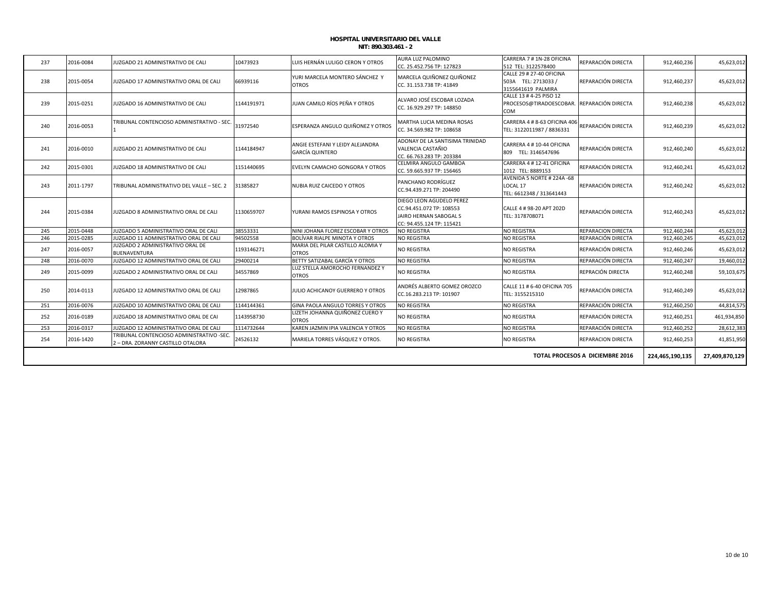**HOSPITAL UNIVERSITARIO DEL VALLE**
**NIT: 890.303.461 - 2**

| | | | | | | | | | |
|---|---|---|---|---|---|---|---|---|---|
| 237 | 2016-0084 | JUZGADO 21 ADMINISTRATIVO DE CALI | 10473923 | LUIS HERNÁN LULIGO CERON Y OTROS | AURA LUZ PALOMINO CC. 25.452.756 TP: 127823 | CARRERA 7 # 1N-28 OFICINA 512 TEL: 3122578400 | REPARACIÓN DIRECTA | 912,460,236 | 45,623,012 |
| 238 | 2015-0054 | JUZGADO 17 ADMINISTRATIVO ORAL DE CALI | 66939116 | YURI MARCELA MONTERO SÁNCHEZ Y OTROS | MARCELA QUIÑONEZ QUIÑONEZ CC. 31.153.738 TP: 41849 | CALLE 29 # 27-40 OFICINA 503A TEL: 2713033 / 3155641619 PALMIRA | REPARACIÓN DIRECTA | 912,460,237 | 45,623,012 |
| 239 | 2015-0251 | JUZGADO 16 ADMINISTRATIVO DE CALI | 1144191971 | JUAN CAMILO RÍOS PEÑA Y OTROS | ALVARO JOSÉ ESCOBAR LOZADA CC. 16.929.297 TP: 148850 | CALLE 13 # 4-25 PISO 12 PROCESOS@TIRADOESCOBAR.COM | REPARACIÓN DIRECTA | 912,460,238 | 45,623,012 |
| 240 | 2016-0053 | TRIBUNAL CONTENCIOSO ADMINISTRATIVO - SEC. 1 | 31972540 | ESPERANZA ANGULO QUIÑONEZ Y OTROS | MARTHA LUCIA MEDINA ROSAS CC. 34.569.982 TP: 108658 | CARRERA 4 # 8-63 OFICINA 406 TEL: 3122011987 / 8836331 | REPARACIÓN DIRECTA | 912,460,239 | 45,623,012 |
| 241 | 2016-0010 | JUZGADO 21 ADMINISTRATIVO DE CALI | 1144184947 | ANGIE ESTEFANI Y LEIDY ALEJANDRA GARCÍA QUINTERO | ADONAY DE LA SANTISIMA TRINIDAD VALENCIA CASTAÑO CC. 66.763.283 TP: 203384 | CARRERA 4 # 10-44 OFICINA 809 TEL: 3146547696 | REPARACIÓN DIRECTA | 912,460,240 | 45,623,012 |
| 242 | 2015-0301 | JUZGADO 18 ADMINISTRATIVO DE CALI | 1151440695 | EVELYN CAMACHO GONGORA Y OTROS | CELMIRA ANGULO GAMBOA CC. 59.665.937 TP: 156465 | CARRERA 4 # 12-41 OFICINA 1012 TEL: 8889153 | REPARACIÓN DIRECTA | 912,460,241 | 45,623,012 |
| 243 | 2011-1797 | TRIBUNAL ADMINISTRATIVO DEL VALLE – SEC. 2 | 31385827 | NUBIA RUIZ CAICEDO Y OTROS | PANCHANO RODRÍGUEZ CC.94.439.271 TP: 204490 | AVENIDA 5 NORTE # 224A -68 LOCAL 17 TEL: 6612348 / 313641443 | REPARACIÓN DIRECTA | 912,460,242 | 45,623,012 |
| 244 | 2015-0384 | JUZGADO 8 ADMINISTRATIVO ORAL DE CALI | 1130659707 | YURANI RAMOS ESPINOSA Y OTROS | DIEGO LEON AGUDELO PEREZ CC.94.451.072 TP: 108553 JAIRO HERNAN SABOGAL S CC: 94.455.124 TP: 115421 | CALLE 4 # 98-20 APT 202D TEL: 3178708071 | REPARACIÓN DIRECTA | 912,460,243 | 45,623,012 |
| 245 | 2015-0448 | JUZGADO 5 ADMINISTRATIVO ORAL DE CALI | 38553331 | NINI JOHANA FLOREZ ESCOBAR Y OTROS | NO REGISTRA | NO REGISTRA | REPARACION DIRECTA | 912,460,244 | 45,623,012 |
| 246 | 2015-0285 | JUZGADO 11 ADMINISTRATIVO ORAL DE CALI | 94502558 | BOLÍVAR RIALPE MINOTA Y OTROS | NO REGISTRA | NO REGISTRA | REPARACIÓN DIRECTA | 912,460,245 | 45,623,012 |
| 247 | 2016-0057 | JUZGADO 2 ADMINISTRATIVO ORAL DE BUENAVENTURA | 1193146271 | MARIA DEL PILAR CASTILLO ALOMIA Y OTROS | NO REGISTRA | NO REGISTRA | REPARACIÓN DIRECTA | 912,460,246 | 45,623,012 |
| 248 | 2016-0070 | JUZGADO 12 ADMINISTRATIVO ORAL DE CALI | 29400214 | BETTY SATIZABAL GARCÍA Y OTROS | NO REGISTRA | NO REGISTRA | REPARACIÓN DIRECTA | 912,460,247 | 19,460,012 |
| 249 | 2015-0099 | JUZGADO 2 ADMINISTRATIVO ORAL DE CALI | 34557869 | LUZ STELLA AMOROCHO FERNANDEZ Y OTROS | NO REGISTRA | NO REGISTRA | REPRACIÓN DIRECTA | 912,460,248 | 59,103,675 |
| 250 | 2014-0113 | JUZGADO 12 ADMINISTRATIVO ORAL DE CALI | 12987865 | JULIO ACHICANOY GUERRERO Y OTROS | ANDRÉS ALBERTO GOMEZ OROZCO CC.16.283.213 TP: 101907 | CALLE 11 # 6-40 OFICINA 705 TEL: 3155215310 | REPARACIÓN DIRECTA | 912,460,249 | 45,623,012 |
| 251 | 2016-0076 | JUZGADO 10 ADMINISTRATIVO ORAL DE CALI | 1144144361 | GINA PAOLA ANGULO TORRES Y OTROS | NO REGISTRA | NO REGISTRA | REPARACIÓN DIRECTA | 912,460,250 | 44,814,575 |
| 252 | 2016-0189 | JUZGADO 18 ADMINISTRATIVO ORAL DE CAI | 1143958730 | LIZETH JOHANNA QUIÑONEZ CUERO Y OTROS | NO REGISTRA | NO REGISTRA | REPARACIÓN DIRECTA | 912,460,251 | 461,934,850 |
| 253 | 2016-0317 | JUZGADO 12 ADMINISTRATIVO ORAL DE CALI | 1114732644 | KAREN JAZMIN IPIA VALENCIA Y OTROS | NO REGISTRA | NO REGISTRA | REPARACIÓN DIRECTA | 912,460,252 | 28,612,383 |
| 254 | 2016-1420 | TRIBUNAL CONTENCIOSO ADMINISTRATIVO -SEC. 2 – DRA. ZORANNY CASTILLO OTALORA | 24526132 | MARIELA TORRES VÁSQUEZ Y OTROS. | NO REGISTRA | NO REGISTRA | REPARACION DIRECTA | 912,460,253 | 41,851,950 |
| | | | | | | | **TOTAL PROCESOS A DICIEMBRE 2016** | **224,465,190,135** | **27,409,870,129** |